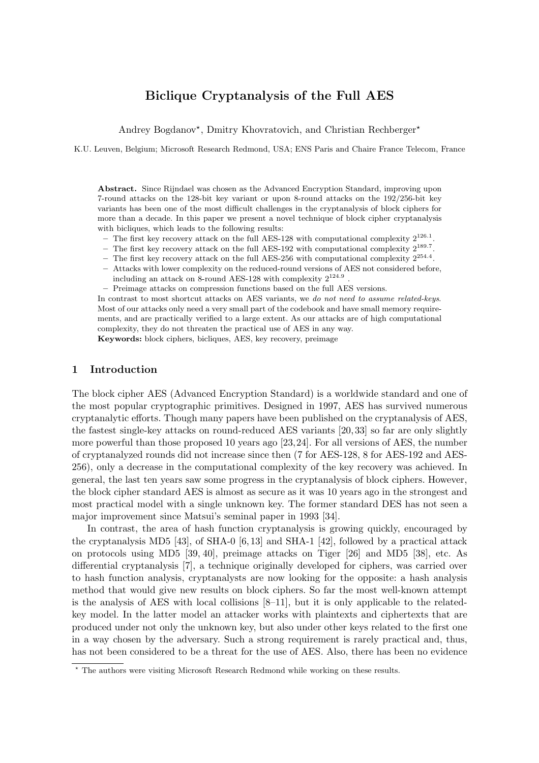# Biclique Cryptanalysis of the Full AES

Andrey Bogdanov*, Dmitry Khovratovich, and Christian Rechberger*

K.U. Leuven, Belgium; Microsoft Research Redmond, USA; ENS Paris and Chaire France Telecom, France

**Abstract.** Since Rijndael was chosen as the Advanced Encryption Standard, improving upon 7-round attacks on the 128-bit key variant or upon 8-round attacks on the 192/256-bit key variants has been one of the most difficult challenges in the cryptanalysis of block ciphers for more than a decade. In this paper we present a novel technique of block cipher cryptanalysis with bicliques, which leads to the following results:

- The first key recovery attack on the full AES-128 with computational complexity $2^{126.1}$.
- The first key recovery attack on the full AES-192 with computational complexity $2^{189.7}$.
- The first key recovery attack on the full AES-256 with computational complexity $2^{254.4}$.
- Attacks with lower complexity on the reduced-round versions of AES not considered before, including an attack on 8-round AES-128 with complexity $2^{124.9}$ .
- Preimage attacks on compression functions based on the full AES versions.

In contrast to most shortcut attacks on AES variants, we *do not need to assume related-keys*. Most of our attacks only need a very small part of the codebook and have small memory requirements, and are practically verified to a large extent. As our attacks are of high computational complexity, they do not threaten the practical use of AES in any way.

**Keywords:** block ciphers, bicliques, AES, key recovery, preimage

## 1 Introduction

The block cipher AES (Advanced Encryption Standard) is a worldwide standard and one of the most popular cryptographic primitives. Designed in 1997, AES has survived numerous cryptanalytic efforts. Though many papers have been published on the cryptanalysis of AES, the fastest single-key attacks on round-reduced AES variants [20,33] so far are only slightly more powerful than those proposed 10 years ago [23,24]. For all versions of AES, the number of cryptanalyzed rounds did not increase since then (7 for AES-128, 8 for AES-192 and AES-256), only a decrease in the computational complexity of the key recovery was achieved. In general, the last ten years saw some progress in the cryptanalysis of block ciphers. However, the block cipher standard AES is almost as secure as it was 10 years ago in the strongest and most practical model with a single unknown key. The former standard DES has not seen a major improvement since Matsui's seminal paper in 1993 [34].

In contrast, the area of hash function cryptanalysis is growing quickly, encouraged by the cryptanalysis MD5 [43], of SHA-0 [6,13] and SHA-1 [42], followed by a practical attack on protocols using MD5 [39,40], preimage attacks on Tiger [26] and MD5 [38], etc. As differential cryptanalysis [7], a technique originally developed for ciphers, was carried over to hash function analysis, cryptanalysts are now looking for the opposite: a hash analysis method that would give new results on block ciphers. So far the most well-known attempt is the analysis of AES with local collisions [8–11], but it is only applicable to the related-key model. In the latter model an attacker works with plaintexts and ciphertexts that are produced under not only the unknown key, but also under other keys related to the first one in a way chosen by the adversary. Such a strong requirement is rarely practical and, thus, has not been considered to be a threat for the use of AES. Also, there has been no evidence

---

* The authors were visiting Microsoft Research Redmond while working on these results.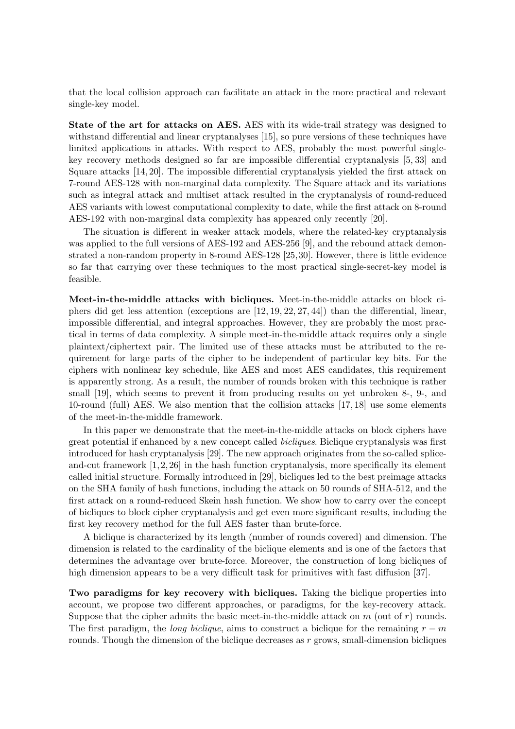that the local collision approach can facilitate an attack in the more practical and relevant single-key model.

**State of the art for attacks on AES.** AES with its wide-trail strategy was designed to withstand differential and linear cryptanalyses [15], so pure versions of these techniques have limited applications in attacks. With respect to AES, probably the most powerful single-key recovery methods designed so far are impossible differential cryptanalysis [5, 33] and Square attacks [14, 20]. The impossible differential cryptanalysis yielded the first attack on 7-round AES-128 with non-marginal data complexity. The Square attack and its variations such as integral attack and multiset attack resulted in the cryptanalysis of round-reduced AES variants with lowest computational complexity to date, while the first attack on 8-round AES-192 with non-marginal data complexity has appeared only recently [20].

The situation is different in weaker attack models, where the related-key cryptanalysis was applied to the full versions of AES-192 and AES-256 [9], and the rebound attack demonstrated a non-random property in 8-round AES-128 [25, 30]. However, there is little evidence so far that carrying over these techniques to the most practical single-secret-key model is feasible.

**Meet-in-the-middle attacks with bicliques.** Meet-in-the-middle attacks on block ciphers did get less attention (exceptions are [12, 19, 22, 27, 44]) than the differential, linear, impossible differential, and integral approaches. However, they are probably the most practical in terms of data complexity. A simple meet-in-the-middle attack requires only a single plaintext/ciphertext pair. The limited use of these attacks must be attributed to the requirement for large parts of the cipher to be independent of particular key bits. For the ciphers with nonlinear key schedule, like AES and most AES candidates, this requirement is apparently strong. As a result, the number of rounds broken with this technique is rather small [19], which seems to prevent it from producing results on yet unbroken 8-, 9-, and 10-round (full) AES. We also mention that the collision attacks [17, 18] use some elements of the meet-in-the-middle framework.

In this paper we demonstrate that the meet-in-the-middle attacks on block ciphers have great potential if enhanced by a new concept called *bicliques*. Biclique cryptanalysis was first introduced for hash cryptanalysis [29]. The new approach originates from the so-called splice-and-cut framework [1, 2, 26] in the hash function cryptanalysis, more specifically its element called initial structure. Formally introduced in [29], bicliques led to the best preimage attacks on the SHA family of hash functions, including the attack on 50 rounds of SHA-512, and the first attack on a round-reduced Skein hash function. We show how to carry over the concept of bicliques to block cipher cryptanalysis and get even more significant results, including the first key recovery method for the full AES faster than brute-force.

A biclique is characterized by its length (number of rounds covered) and dimension. The dimension is related to the cardinality of the biclique elements and is one of the factors that determines the advantage over brute-force. Moreover, the construction of long bicliques of high dimension appears to be a very difficult task for primitives with fast diffusion [37].

**Two paradigms for key recovery with bicliques.** Taking the biclique properties into account, we propose two different approaches, or paradigms, for the key-recovery attack. Suppose that the cipher admits the basic meet-in-the-middle attack on $m$ (out of $r$) rounds. The first paradigm, the *long biclique*, aims to construct a biclique for the remaining $r - m$ rounds. Though the dimension of the biclique decreases as $r$ grows, small-dimension bicliques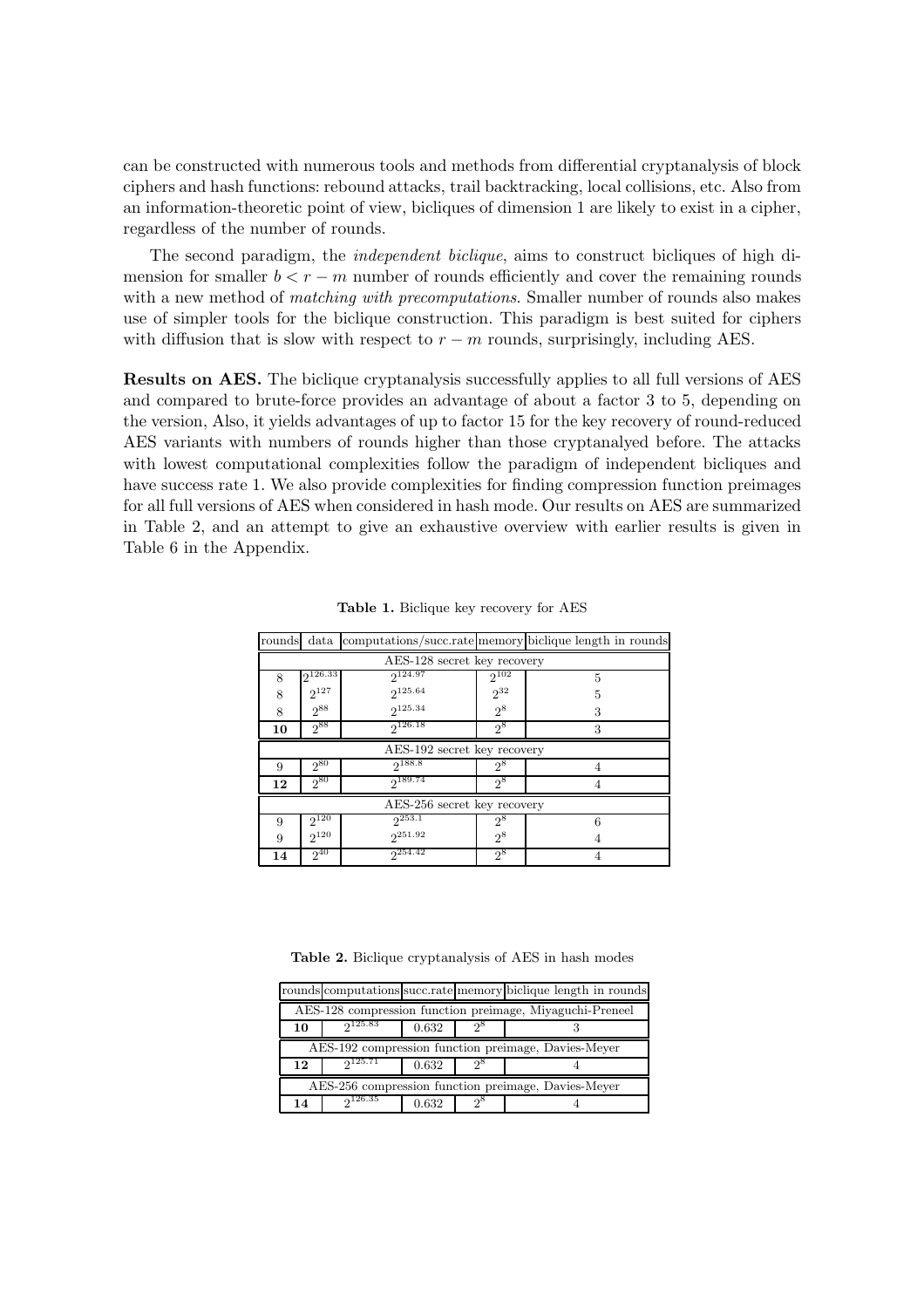can be constructed with numerous tools and methods from differential cryptanalysis of block ciphers and hash functions: rebound attacks, trail backtracking, local collisions, etc. Also from an information-theoretic point of view, bicliques of dimension 1 are likely to exist in a cipher, regardless of the number of rounds.

The second paradigm, the *independent biclique*, aims to construct bicliques of high dimension for smaller $b < r - m$ number of rounds efficiently and cover the remaining rounds with a new method of *matching with precomputations*. Smaller number of rounds also makes use of simpler tools for the biclique construction. This paradigm is best suited for ciphers with diffusion that is slow with respect to $r - m$ rounds, surprisingly, including AES.

**Results on AES.** The biclique cryptanalysis successfully applies to all full versions of AES and compared to brute-force provides an advantage of about a factor 3 to 5, depending on the version, Also, it yields advantages of up to factor 15 for the key recovery of round-reduced AES variants with numbers of rounds higher than those cryptanalyed before. The attacks with lowest computational complexities follow the paradigm of independent bicliques and have success rate 1. We also provide complexities for finding compression function preimages for all full versions of AES when considered in hash mode. Our results on AES are summarized in Table 2, and an attempt to give an exhaustive overview with earlier results is given in Table 6 in the Appendix.

**Table 1.** Biclique key recovery for AES

| rounds | data | computations/succ.rate | memory | biclique length in rounds |
|---|---|---|---|---|
| AES-128 secret key recovery | | | | |
| 8 | $2^{126.33}$ | $2^{124.97}$ | $2^{102}$ | 5 |
| 8 | $2^{127}$ | $2^{125.64}$ | $2^{32}$ | 5 |
| 8 | $2^{88}$ | $2^{125.34}$ | $2^{8}$ | 3 |
| **10** | $2^{88}$ | $2^{126.18}$ | $2^{8}$ | 3 |
| AES-192 secret key recovery | | | | |
| 9 | $2^{80}$ | $2^{188.8}$ | $2^{8}$ | 4 |
| **12** | $2^{80}$ | $2^{189.74}$ | $2^{8}$ | 4 |
| AES-256 secret key recovery | | | | |
| 9 | $2^{120}$ | $2^{253.1}$ | $2^{8}$ | 6 |
| 9 | $2^{120}$ | $2^{251.92}$ | $2^{8}$ | 4 |
| **14** | $2^{40}$ | $2^{254.42}$ | $2^{8}$ | 4 |

**Table 2.** Biclique cryptanalysis of AES in hash modes

| rounds | computations | succ.rate | memory | biclique length in rounds |
|---|---|---|---|---|
| AES-128 compression function preimage, Miyaguchi-Preneel | | | | |
| **10** | $2^{125.83}$ | 0.632 | $2^{8}$ | 3 |
| AES-192 compression function preimage, Davies-Meyer | | | | |
| **12** | $2^{125.71}$ | 0.632 | $2^{8}$ | 4 |
| AES-256 compression function preimage, Davies-Meyer | | | | |
| **14** | $2^{126.35}$ | 0.632 | $2^{8}$ | 4 |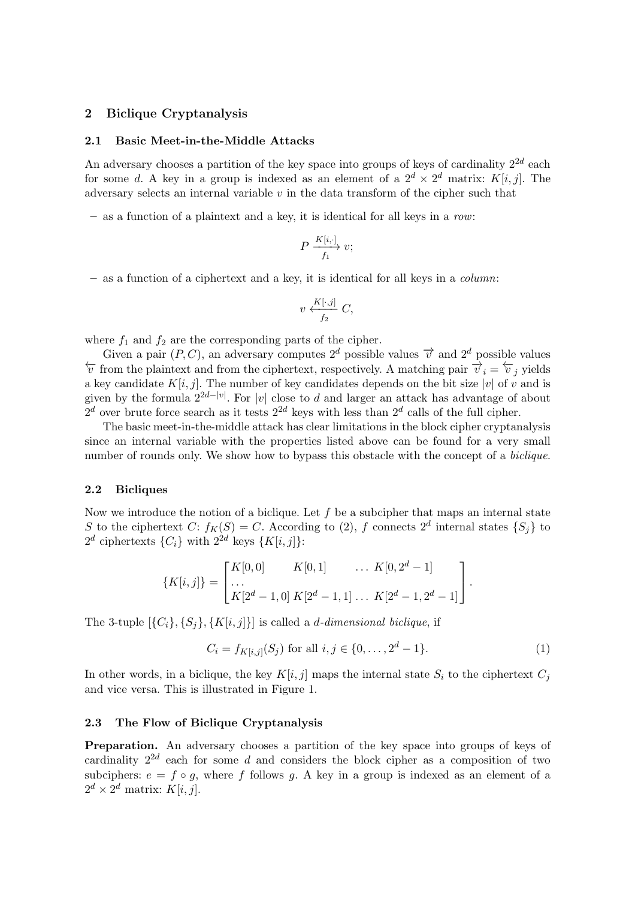## 2 Biclique Cryptanalysis

### 2.1 Basic Meet-in-the-Middle Attacks

An adversary chooses a partition of the key space into groups of keys of cardinality $2^{2d}$ each for some $d$. A key in a group is indexed as an element of a $2^d \times 2^d$ matrix: $K[i,j]$. The adversary selects an internal variable $v$ in the data transform of the cipher such that

- as a function of a plaintext and a key, it is identical for all keys in a *row*:

$$P \xrightarrow[f_1]{K[i,\cdot]} v;$$

- as a function of a ciphertext and a key, it is identical for all keys in a *column*:

$$v \xleftarrow[f_2]{K[\cdot,j]} C,$$

where $f_1$ and $f_2$ are the corresponding parts of the cipher.

Given a pair $(P,C)$, an adversary computes $2^d$ possible values $\overrightarrow{v}$ and $2^d$ possible values $\overleftarrow{v}$ from the plaintext and from the ciphertext, respectively. A matching pair $\overrightarrow{v}_i = \overleftarrow{v}_j$ yields a key candidate $K[i,j]$. The number of key candidates depends on the bit size $|v|$ of $v$ and is given by the formula $2^{2d-|v|}$. For $|v|$ close to $d$ and larger an attack has advantage of about $2^d$ over brute force search as it tests $2^{2d}$ keys with less than $2^d$ calls of the full cipher.

The basic meet-in-the-middle attack has clear limitations in the block cipher cryptanalysis since an internal variable with the properties listed above can be found for a very small number of rounds only. We show how to bypass this obstacle with the concept of a *biclique*.

### 2.2 Bicliques

Now we introduce the notion of a biclique. Let $f$ be a subcipher that maps an internal state $S$ to the ciphertext $C$: $f_K(S) = C$. According to (2), $f$ connects $2^d$ internal states $\{S_j\}$ to $2^d$ ciphertexts $\{C_i\}$ with $2^{2d}$ keys $\{K[i,j]\}$:

$$\{K[i,j]\} = \begin{bmatrix} K[0,0] & K[0,1] & \ldots & K[0,2^d-1] \\ \ldots & & & \\ K[2^d-1,0] & K[2^d-1,1] & \ldots & K[2^d-1,2^d-1] \end{bmatrix}.$$

The 3-tuple $[\{C_i\},\{S_j\},\{K[i,j]\}]$ is called a *d-dimensional biclique*, if

$$C_i = f_{K[i,j]}(S_j) \text{ for all } i,j \in \{0,\ldots,2^d-1\}. \tag{1}$$

In other words, in a biclique, the key $K[i,j]$ maps the internal state $S_i$ to the ciphertext $C_j$ and vice versa. This is illustrated in Figure 1.

### 2.3 The Flow of Biclique Cryptanalysis

**Preparation.** An adversary chooses a partition of the key space into groups of keys of cardinality $2^{2d}$ each for some $d$ and considers the block cipher as a composition of two subciphers: $e = f \circ g$, where $f$ follows $g$. A key in a group is indexed as an element of a $2^d \times 2^d$ matrix: $K[i,j]$.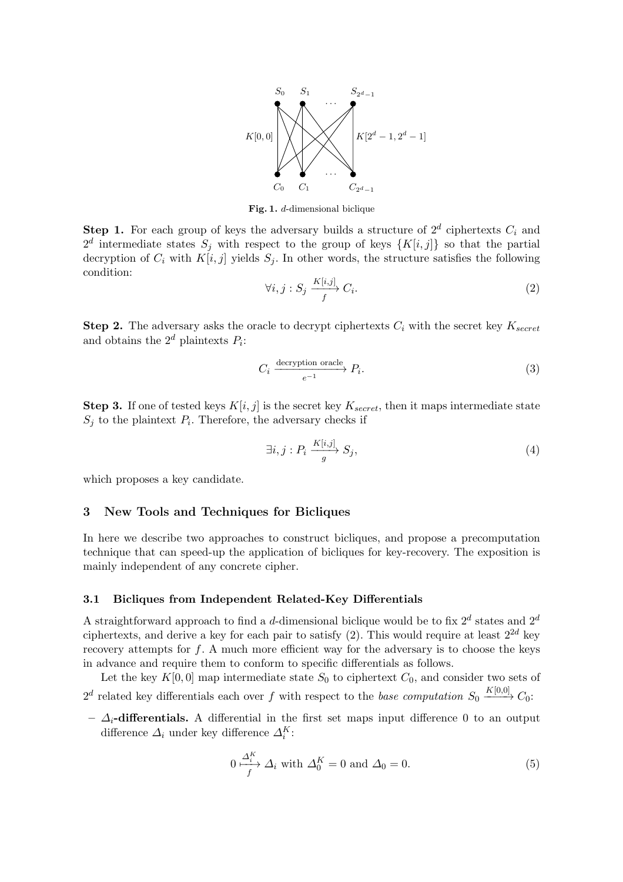Fig. 1. $d$-dimensional biclique

**Step 1.** For each group of keys the adversary builds a structure of $2^d$ ciphertexts $C_i$ and $2^d$ intermediate states $S_j$ with respect to the group of keys $\{K[i,j]\}$ so that the partial decryption of $C_i$ with $K[i,j]$ yields $S_j$. In other words, the structure satisfies the following condition:

$$\forall i,j : S_j \xrightarrow[f]{K[i,j]} C_i. \tag{2}$$

**Step 2.** The adversary asks the oracle to decrypt ciphertexts $C_i$ with the secret key $K_{secret}$ and obtains the $2^d$ plaintexts $P_i$:

$$C_i \xrightarrow[e^{-1}]{\text{decryption oracle}} P_i. \tag{3}$$

**Step 3.** If one of tested keys $K[i,j]$ is the secret key $K_{secret}$, then it maps intermediate state $S_j$ to the plaintext $P_i$. Therefore, the adversary checks if

$$\exists i,j : P_i \xrightarrow[g]{K[i,j]} S_j, \tag{4}$$

which proposes a key candidate.

## 3 New Tools and Techniques for Bicliques

In here we describe two approaches to construct bicliques, and propose a precomputation technique that can speed-up the application of bicliques for key-recovery. The exposition is mainly independent of any concrete cipher.

### 3.1 Bicliques from Independent Related-Key Differentials

A straightforward approach to find a $d$-dimensional biclique would be to fix $2^d$ states and $2^d$ ciphertexts, and derive a key for each pair to satisfy (2). This would require at least $2^{2d}$ key recovery attempts for $f$. A much more efficient way for the adversary is to choose the keys in advance and require them to conform to specific differentials as follows.

Let the key $K[0,0]$ map intermediate state $S_0$ to ciphertext $C_0$, and consider two sets of $2^d$ related key differentials each over $f$ with respect to the *base computation* $S_0 \xrightarrow{K[0,0]} C_0$:

- **$\Delta_i$-differentials.** A differential in the first set maps input difference 0 to an output difference $\Delta_i$ under key difference $\Delta_i^K$:

$$0 \xmapsto[f]{\Delta_i^K} \Delta_i \text{ with } \Delta_0^K = 0 \text{ and } \Delta_0 = 0. \tag{5}$$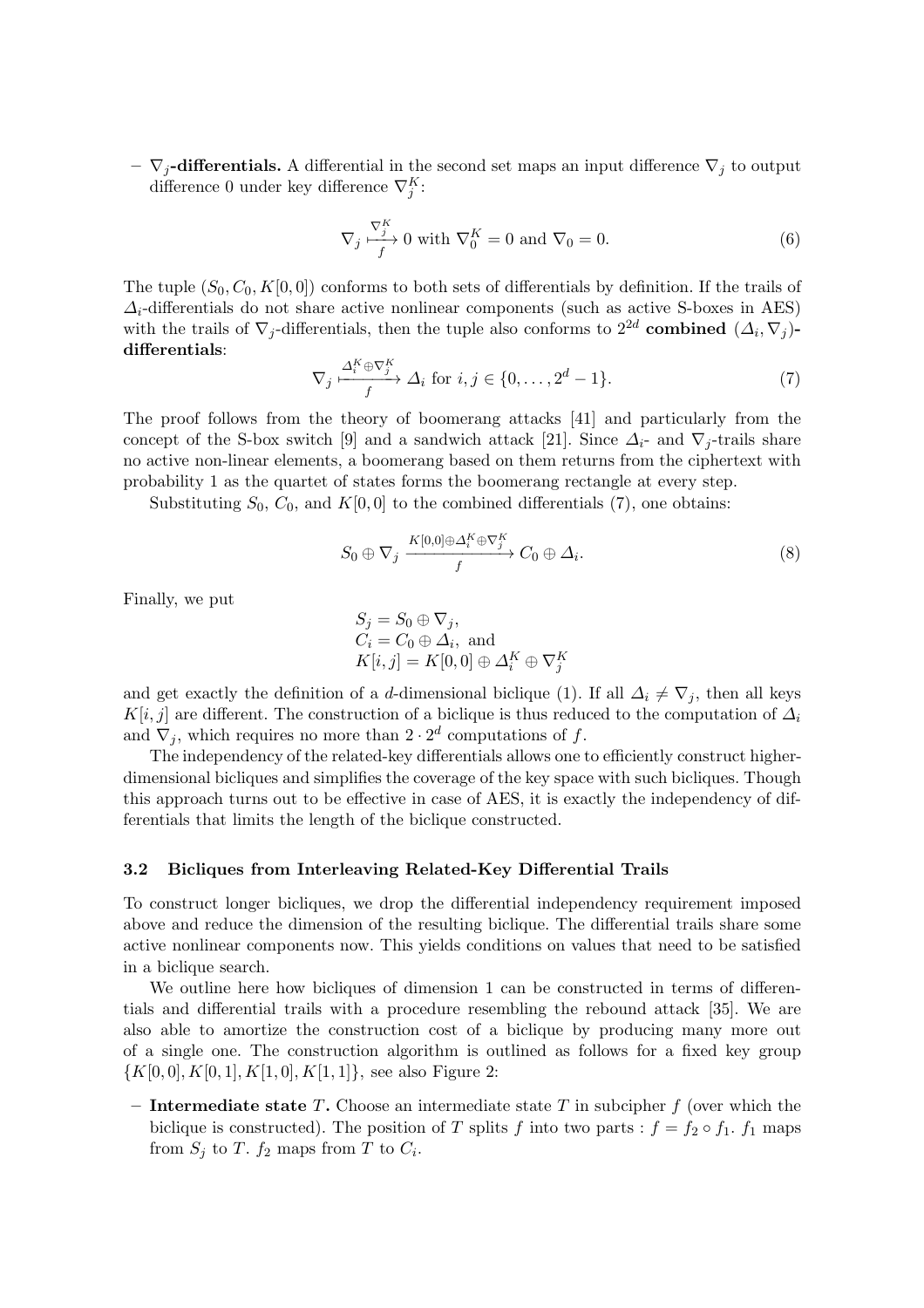– **$\nabla_j$-differentials.** A differential in the second set maps an input difference $\nabla_j$ to output difference 0 under key difference $\nabla_j^K$:

$$\nabla_j \xmapsto[f]{\nabla_j^K} 0 \text{ with } \nabla_0^K = 0 \text{ and } \nabla_0 = 0. \tag{6}$$

The tuple $(S_0, C_0, K[0,0])$ conforms to both sets of differentials by definition. If the trails of $\Delta_i$-differentials do not share active nonlinear components (such as active S-boxes in AES) with the trails of $\nabla_j$-differentials, then the tuple also conforms to $2^{2d}$ **combined** $(\Delta_i, \nabla_j)$**-differentials**:

$$\nabla_j \xmapsto[f]{\Delta_i^K \oplus \nabla_j^K} \Delta_i \text{ for } i, j \in \{0, \ldots, 2^d - 1\}. \tag{7}$$

The proof follows from the theory of boomerang attacks [41] and particularly from the concept of the S-box switch [9] and a sandwich attack [21]. Since $\Delta_i$- and $\nabla_j$-trails share no active non-linear elements, a boomerang based on them returns from the ciphertext with probability 1 as the quartet of states forms the boomerang rectangle at every step.

Substituting $S_0$, $C_0$, and $K[0,0]$ to the combined differentials (7), one obtains:

$$S_0 \oplus \nabla_j \xrightarrow[f]{K[0,0] \oplus \Delta_i^K \oplus \nabla_j^K} C_0 \oplus \Delta_i. \tag{8}$$

Finally, we put

$$\begin{aligned} &S_j = S_0 \oplus \nabla_j, \\ &C_i = C_0 \oplus \Delta_i, \text{ and} \\ &K[i,j] = K[0,0] \oplus \Delta_i^K \oplus \nabla_j^K \end{aligned}$$

and get exactly the definition of a $d$-dimensional biclique (1). If all $\Delta_i \neq \nabla_j$, then all keys $K[i,j]$ are different. The construction of a biclique is thus reduced to the computation of $\Delta_i$ and $\nabla_j$, which requires no more than $2 \cdot 2^d$ computations of $f$.

The independency of the related-key differentials allows one to efficiently construct higher-dimensional bicliques and simplifies the coverage of the key space with such bicliques. Though this approach turns out to be effective in case of AES, it is exactly the independency of differentials that limits the length of the biclique constructed.

### 3.2 Bicliques from Interleaving Related-Key Differential Trails

To construct longer bicliques, we drop the differential independency requirement imposed above and reduce the dimension of the resulting biclique. The differential trails share some active nonlinear components now. This yields conditions on values that need to be satisfied in a biclique search.

We outline here how bicliques of dimension 1 can be constructed in terms of differentials and differential trails with a procedure resembling the rebound attack [35]. We are also able to amortize the construction cost of a biclique by producing many more out of a single one. The construction algorithm is outlined as follows for a fixed key group $\{K[0,0], K[0,1], K[1,0], K[1,1]\}$, see also Figure 2:

– **Intermediate state $T$.** Choose an intermediate state $T$ in subcipher $f$ (over which the biclique is constructed). The position of $T$ splits $f$ into two parts : $f = f_2 \circ f_1$. $f_1$ maps from $S_j$ to $T$. $f_2$ maps from $T$ to $C_i$.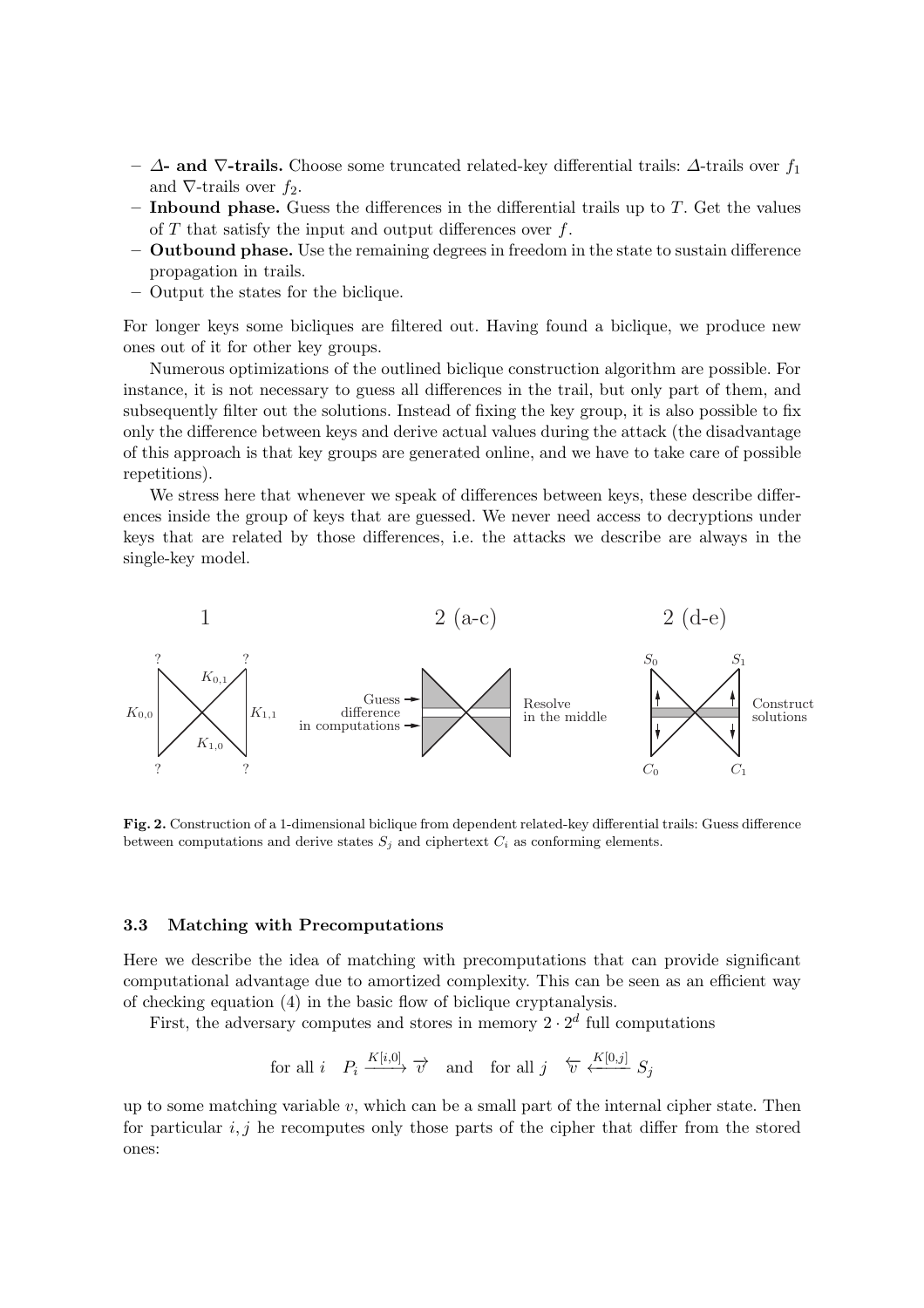– **$\Delta$- and $\nabla$-trails.** Choose some truncated related-key differential trails: $\Delta$-trails over $f_1$ and $\nabla$-trails over $f_2$.
– **Inbound phase.** Guess the differences in the differential trails up to $T$. Get the values of $T$ that satisfy the input and output differences over $f$.
– **Outbound phase.** Use the remaining degrees in freedom in the state to sustain difference propagation in trails.
– Output the states for the biclique.

For longer keys some bicliques are filtered out. Having found a biclique, we produce new ones out of it for other key groups.

Numerous optimizations of the outlined biclique construction algorithm are possible. For instance, it is not necessary to guess all differences in the trail, but only part of them, and subsequently filter out the solutions. Instead of fixing the key group, it is also possible to fix only the difference between keys and derive actual values during the attack (the disadvantage of this approach is that key groups are generated online, and we have to take care of possible repetitions).

We stress here that whenever we speak of differences between keys, these describe differences inside the group of keys that are guessed. We never need access to decryptions under keys that are related by those differences, i.e. the attacks we describe are always in the single-key model.

**Fig. 2.** Construction of a 1-dimensional biclique from dependent related-key differential trails: Guess difference between computations and derive states $S_j$ and ciphertext $C_i$ as conforming elements.

### 3.3 Matching with Precomputations

Here we describe the idea of matching with precomputations that can provide significant computational advantage due to amortized complexity. This can be seen as an efficient way of checking equation (4) in the basic flow of biclique cryptanalysis.

First, the adversary computes and stores in memory $2 \cdot 2^d$ full computations

$$\text{for all } i \quad P_i \xrightarrow{K[i,0]} \overrightarrow{v} \quad \text{and} \quad \text{for all } j \quad \overleftarrow{v} \xleftarrow{K[0,j]} S_j$$

up to some matching variable $v$, which can be a small part of the internal cipher state. Then for particular $i, j$ he recomputes only those parts of the cipher that differ from the stored ones: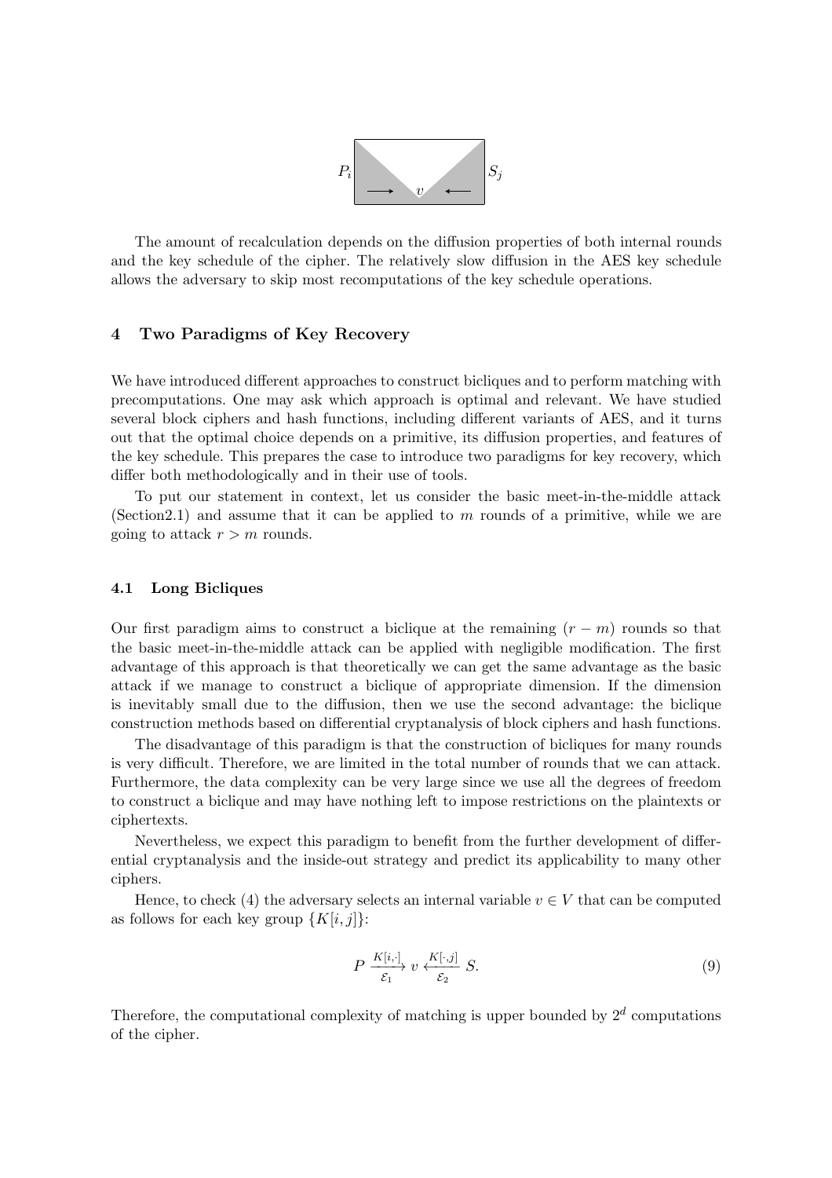$P_i$ $v$ $S_j$

The amount of recalculation depends on the diffusion properties of both internal rounds and the key schedule of the cipher. The relatively slow diffusion in the AES key schedule allows the adversary to skip most recomputations of the key schedule operations.

## 4 Two Paradigms of Key Recovery

We have introduced different approaches to construct bicliques and to perform matching with precomputations. One may ask which approach is optimal and relevant. We have studied several block ciphers and hash functions, including different variants of AES, and it turns out that the optimal choice depends on a primitive, its diffusion properties, and features of the key schedule. This prepares the case to introduce two paradigms for key recovery, which differ both methodologically and in their use of tools.

To put our statement in context, let us consider the basic meet-in-the-middle attack (Section2.1) and assume that it can be applied to $m$ rounds of a primitive, while we are going to attack $r > m$ rounds.

### 4.1 Long Bicliques

Our first paradigm aims to construct a biclique at the remaining $(r - m)$ rounds so that the basic meet-in-the-middle attack can be applied with negligible modification. The first advantage of this approach is that theoretically we can get the same advantage as the basic attack if we manage to construct a biclique of appropriate dimension. If the dimension is inevitably small due to the diffusion, then we use the second advantage: the biclique construction methods based on differential cryptanalysis of block ciphers and hash functions.

The disadvantage of this paradigm is that the construction of bicliques for many rounds is very difficult. Therefore, we are limited in the total number of rounds that we can attack. Furthermore, the data complexity can be very large since we use all the degrees of freedom to construct a biclique and may have nothing left to impose restrictions on the plaintexts or ciphertexts.

Nevertheless, we expect this paradigm to benefit from the further development of differential cryptanalysis and the inside-out strategy and predict its applicability to many other ciphers.

Hence, to check (4) the adversary selects an internal variable $v \in V$ that can be computed as follows for each key group $\{K[i,j]\}$:

$$P \xrightarrow[\mathcal{E}_1]{K[i,\cdot]} v \xleftarrow[\mathcal{E}_2]{K[\cdot,j]} S. \tag{9}$$

Therefore, the computational complexity of matching is upper bounded by $2^d$ computations of the cipher.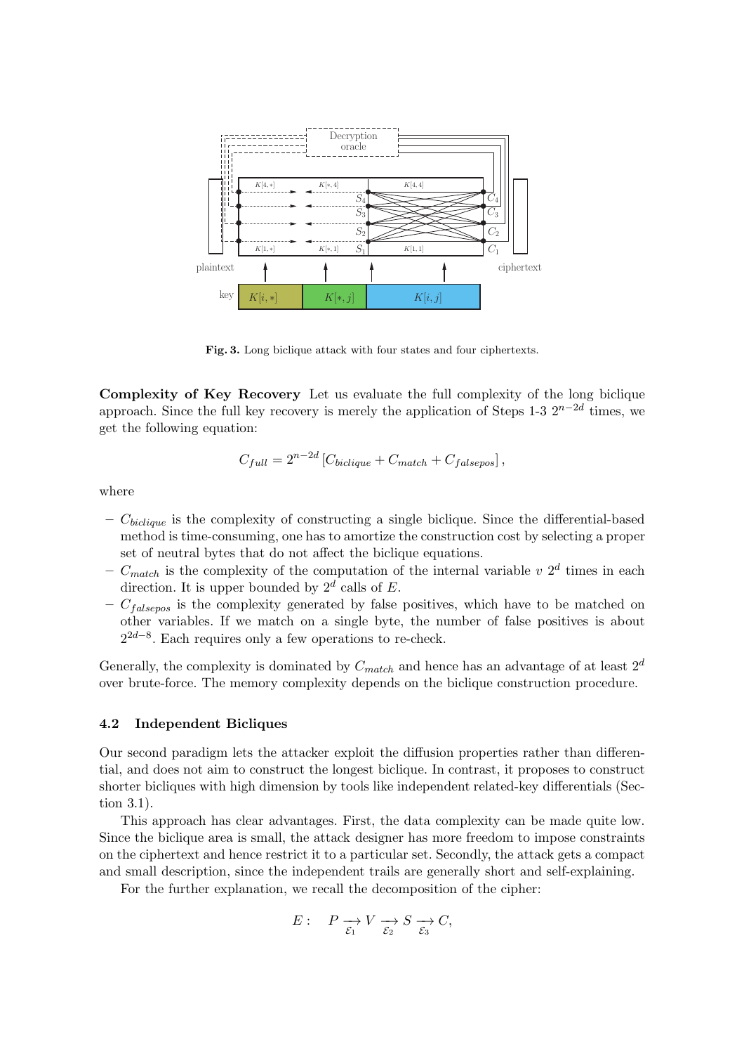**Fig. 3.** Long biclique attack with four states and four ciphertexts.

**Complexity of Key Recovery** Let us evaluate the full complexity of the long biclique approach. Since the full key recovery is merely the application of Steps 1-3 $2^{n-2d}$ times, we get the following equation:

$$C_{full} = 2^{n-2d} \left[ C_{biclique} + C_{match} + C_{falsepos} \right],$$

where

- $C_{biclique}$ is the complexity of constructing a single biclique. Since the differential-based method is time-consuming, one has to amortize the construction cost by selecting a proper set of neutral bytes that do not affect the biclique equations.
- $C_{match}$ is the complexity of the computation of the internal variable $v$ $2^d$ times in each direction. It is upper bounded by $2^d$ calls of $E$.
- $C_{falsepos}$ is the complexity generated by false positives, which have to be matched on other variables. If we match on a single byte, the number of false positives is about $2^{2d-8}$. Each requires only a few operations to re-check.

Generally, the complexity is dominated by $C_{match}$ and hence has an advantage of at least $2^d$ over brute-force. The memory complexity depends on the biclique construction procedure.

### 4.2 Independent Bicliques

Our second paradigm lets the attacker exploit the diffusion properties rather than differential, and does not aim to construct the longest biclique. In contrast, it proposes to construct shorter bicliques with high dimension by tools like independent related-key differentials (Section 3.1).

This approach has clear advantages. First, the data complexity can be made quite low. Since the biclique area is small, the attack designer has more freedom to impose constraints on the ciphertext and hence restrict it to a particular set. Secondly, the attack gets a compact and small description, since the independent trails are generally short and self-explaining.

For the further explanation, we recall the decomposition of the cipher:

$$E: \quad P \xrightarrow[\mathcal{E}_1]{} V \xrightarrow[\mathcal{E}_2]{} S \xrightarrow[\mathcal{E}_3]{} C,$$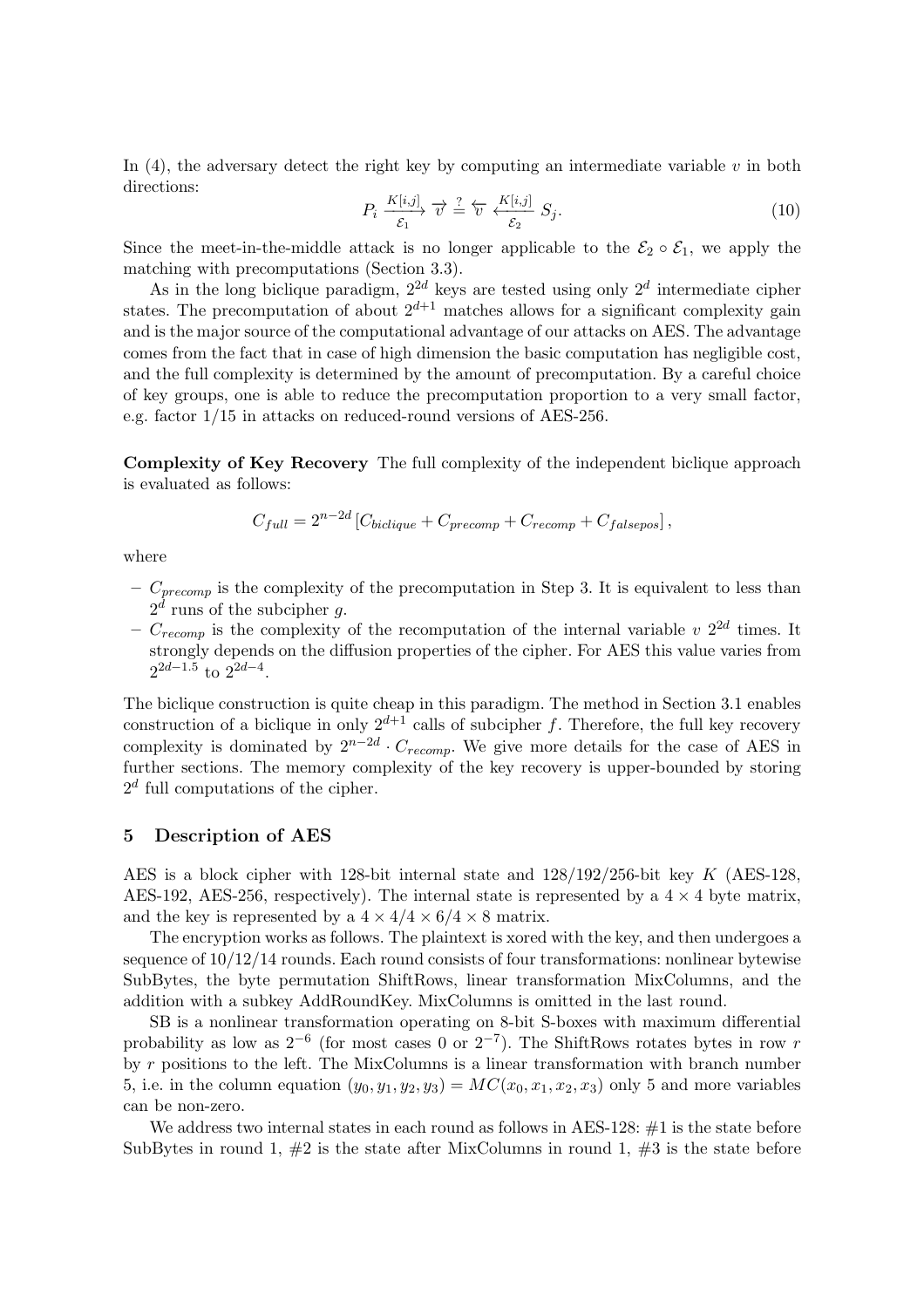In (4), the adversary detect the right key by computing an intermediate variable $v$ in both directions:

$$P_i \xrightarrow[\mathcal{E}_1]{K[i,j]} \overrightarrow{v} \stackrel{?}{=} \overleftarrow{v} \xleftarrow[\mathcal{E}_2]{K[i,j]} S_j. \tag{10}$$

Since the meet-in-the-middle attack is no longer applicable to the $\mathcal{E}_2 \circ \mathcal{E}_1$, we apply the matching with precomputations (Section 3.3).

As in the long biclique paradigm, $2^{2d}$ keys are tested using only $2^d$ intermediate cipher states. The precomputation of about $2^{d+1}$ matches allows for a significant complexity gain and is the major source of the computational advantage of our attacks on AES. The advantage comes from the fact that in case of high dimension the basic computation has negligible cost, and the full complexity is determined by the amount of precomputation. By a careful choice of key groups, one is able to reduce the precomputation proportion to a very small factor, e.g. factor 1/15 in attacks on reduced-round versions of AES-256.

**Complexity of Key Recovery** The full complexity of the independent biclique approach is evaluated as follows:

$$C_{full} = 2^{n-2d} \left[ C_{biclique} + C_{precomp} + C_{recomp} + C_{falsepos} \right],$$

where

- $C_{precomp}$ is the complexity of the precomputation in Step 3. It is equivalent to less than $2^d$ runs of the subcipher $g$.
- $C_{recomp}$ is the complexity of the recomputation of the internal variable $v$ $2^{2d}$ times. It strongly depends on the diffusion properties of the cipher. For AES this value varies from $2^{2d-1.5}$ to $2^{2d-4}$.

The biclique construction is quite cheap in this paradigm. The method in Section 3.1 enables construction of a biclique in only $2^{d+1}$ calls of subcipher $f$. Therefore, the full key recovery complexity is dominated by $2^{n-2d} \cdot C_{recomp}$. We give more details for the case of AES in further sections. The memory complexity of the key recovery is upper-bounded by storing $2^d$ full computations of the cipher.

## 5 Description of AES

AES is a block cipher with 128-bit internal state and 128/192/256-bit key $K$ (AES-128, AES-192, AES-256, respectively). The internal state is represented by a $4 \times 4$ byte matrix, and the key is represented by a $4 \times 4/4 \times 6/4 \times 8$ matrix.

The encryption works as follows. The plaintext is xored with the key, and then undergoes a sequence of 10/12/14 rounds. Each round consists of four transformations: nonlinear bytewise SubBytes, the byte permutation ShiftRows, linear transformation MixColumns, and the addition with a subkey AddRoundKey. MixColumns is omitted in the last round.

SB is a nonlinear transformation operating on 8-bit S-boxes with maximum differential probability as low as $2^{-6}$ (for most cases 0 or $2^{-7}$). The ShiftRows rotates bytes in row $r$ by $r$ positions to the left. The MixColumns is a linear transformation with branch number 5, i.e. in the column equation $(y_0, y_1, y_2, y_3) = MC(x_0, x_1, x_2, x_3)$ only 5 and more variables can be non-zero.

We address two internal states in each round as follows in AES-128: #1 is the state before SubBytes in round 1, #2 is the state after MixColumns in round 1, #3 is the state before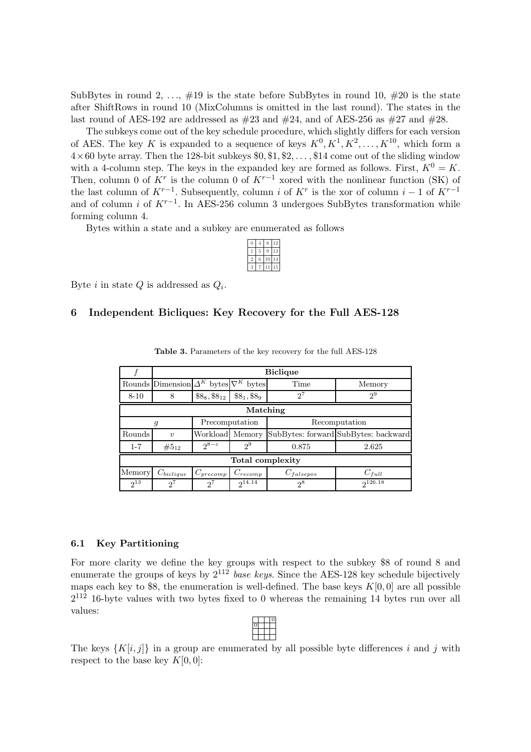SubBytes in round 2, ..., #19 is the state before SubBytes in round 10, #20 is the state after ShiftRows in round 10 (MixColumns is omitted in the last round). The states in the last round of AES-192 are addressed as #23 and #24, and of AES-256 as #27 and #28.

The subkeys come out of the key schedule procedure, which slightly differs for each version of AES. The key $K$ is expanded to a sequence of keys $K^0, K^1, K^2, \ldots, K^{10}$, which form a $4\times 60$ byte array. Then the 128-bit subkeys $0, $1, $2, ..., $14 come out of the sliding window with a 4-column step. The keys in the expanded key are formed as follows. First, $K^0 = K$. Then, column 0 of $K^r$ is the column 0 of $K^{r-1}$ xored with the nonlinear function (SK) of the last column of $K^{r-1}$. Subsequently, column $i$ of $K^r$ is the xor of column $i-1$ of $K^{r-1}$ and of column $i$ of $K^{r-1}$. In AES-256 column 3 undergoes SubBytes transformation while forming column 4.

Bytes within a state and a subkey are enumerated as follows

| | | | |
|---|---|---|---|
| 0 | 4 | 8 | 12 |
| 1 | 5 | 9 | 13 |
| 2 | 6 | 10 | 14 |
| 3 | 7 | 11 | 15 |

Byte $i$ in state $Q$ is addressed as $Q_i$.

## 6 Independent Bicliques: Key Recovery for the Full AES-128

**Table 3.** Parameters of the key recovery for the full AES-128

| $f$ | **Biclique** | | | | |
|---|---|---|---|---|---|
| Rounds | Dimension | $\Delta^K$ bytes | $\nabla^K$ bytes | Time | Memory |
| 8-10 | 8 | $8_8, $8_12 | $8_1, $8_9 | $2^7$ | $2^9$ |
| **Matching** | | | | | |
| $g$ | | Precomputation | | Recomputation | |
| Rounds | $v$ | Workload | Memory | SubBytes: forward | SubBytes: backward |
| 1-7 | $\#5_{12}$ | $2^{8-\varepsilon}$ | $2^9$ | 0.875 | 2.625 |
| **Total complexity** | | | | | |
| Memory | $C_{biclique}$ | $C_{precomp}$ | $C_{recomp}$ | $C_{falsepos}$ | $C_{full}$ |
| $2^{13}$ | $2^7$ | $2^7$ | $2^{14.14}$ | $2^8$ | $2^{126.18}$ |

### 6.1 Key Partitioning

For more clarity we define the key groups with respect to the subkey $8 of round 8 and enumerate the groups of keys by $2^{112}$ *base keys*. Since the AES-128 key schedule bijectively maps each key to $8, the enumeration is well-defined. The base keys $K[0,0]$ are all possible $2^{112}$ 16-byte values with two bytes fixed to 0 whereas the remaining 14 bytes run over all values:

| | | | |
|---|---|---|---|
| | | | 0 |
| 0 | | | |
| | | | |
| | | | |

The keys $\{K[i,j]\}$ in a group are enumerated by all possible byte differences $i$ and $j$ with respect to the base key $K[0,0]$: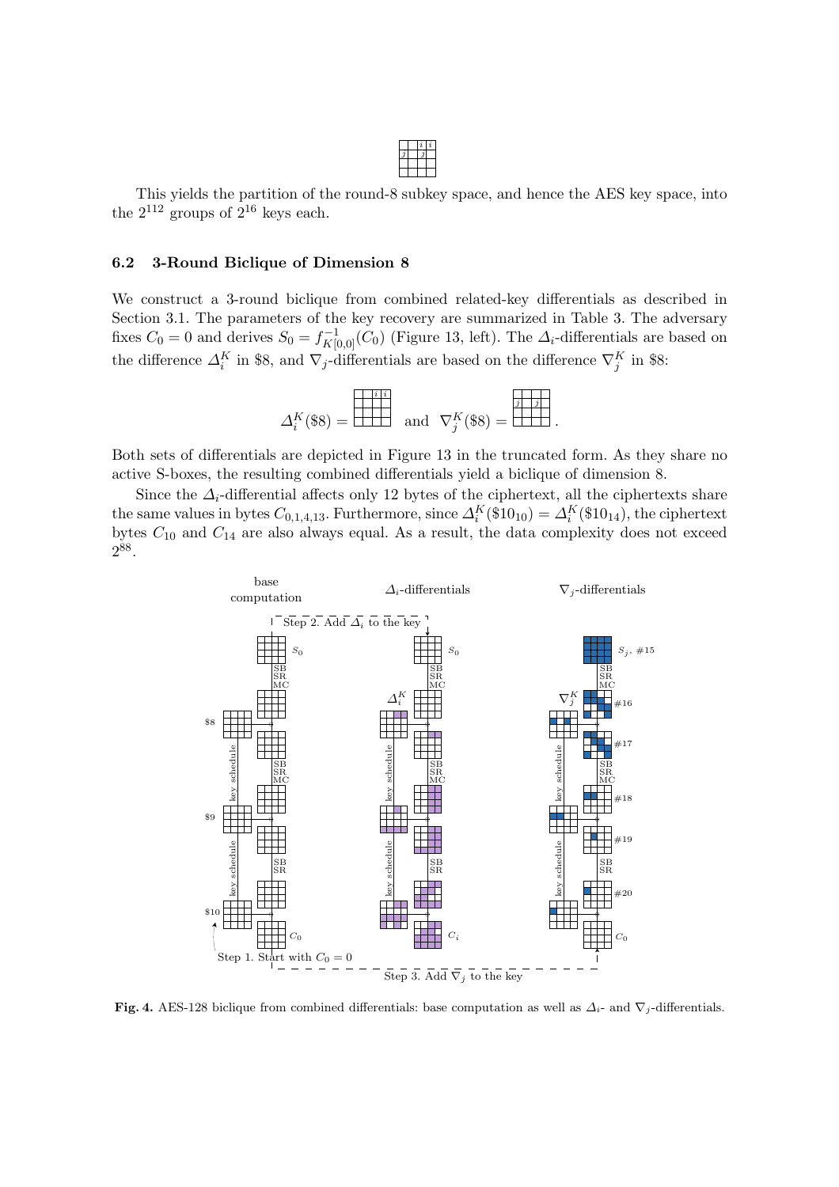This yields the partition of the round-8 subkey space, and hence the AES key space, into the $2^{112}$ groups of $2^{16}$ keys each.

### 6.2 3-Round Biclique of Dimension 8

We construct a 3-round biclique from combined related-key differentials as described in Section 3.1. The parameters of the key recovery are summarized in Table 3. The adversary fixes $C_0 = 0$ and derives $S_0 = f^{-1}_{K[0,0]}(C_0)$ (Figure 13, left). The $\Delta_i$-differentials are based on the difference $\Delta_i^K$ in \$8, and $\nabla_j$-differentials are based on the difference $\nabla_j^K$ in \$8:

$$\Delta_i^K(\$8) = \quad \text{and} \quad \nabla_j^K(\$8) = .$$

Both sets of differentials are depicted in Figure 13 in the truncated form. As they share no active S-boxes, the resulting combined differentials yield a biclique of dimension 8.

Since the $\Delta_i$-differential affects only 12 bytes of the ciphertext, all the ciphertexts share the same values in bytes $C_{0,1,4,13}$. Furthermore, since $\Delta_i^K(\$10_{10}) = \Delta_i^K(\$10_{14})$, the ciphertext bytes $C_{10}$ and $C_{14}$ are also always equal. As a result, the data complexity does not exceed $2^{88}$.

**Fig. 4.** AES-128 biclique from combined differentials: base computation as well as $\Delta_i$- and $\nabla_j$-differentials.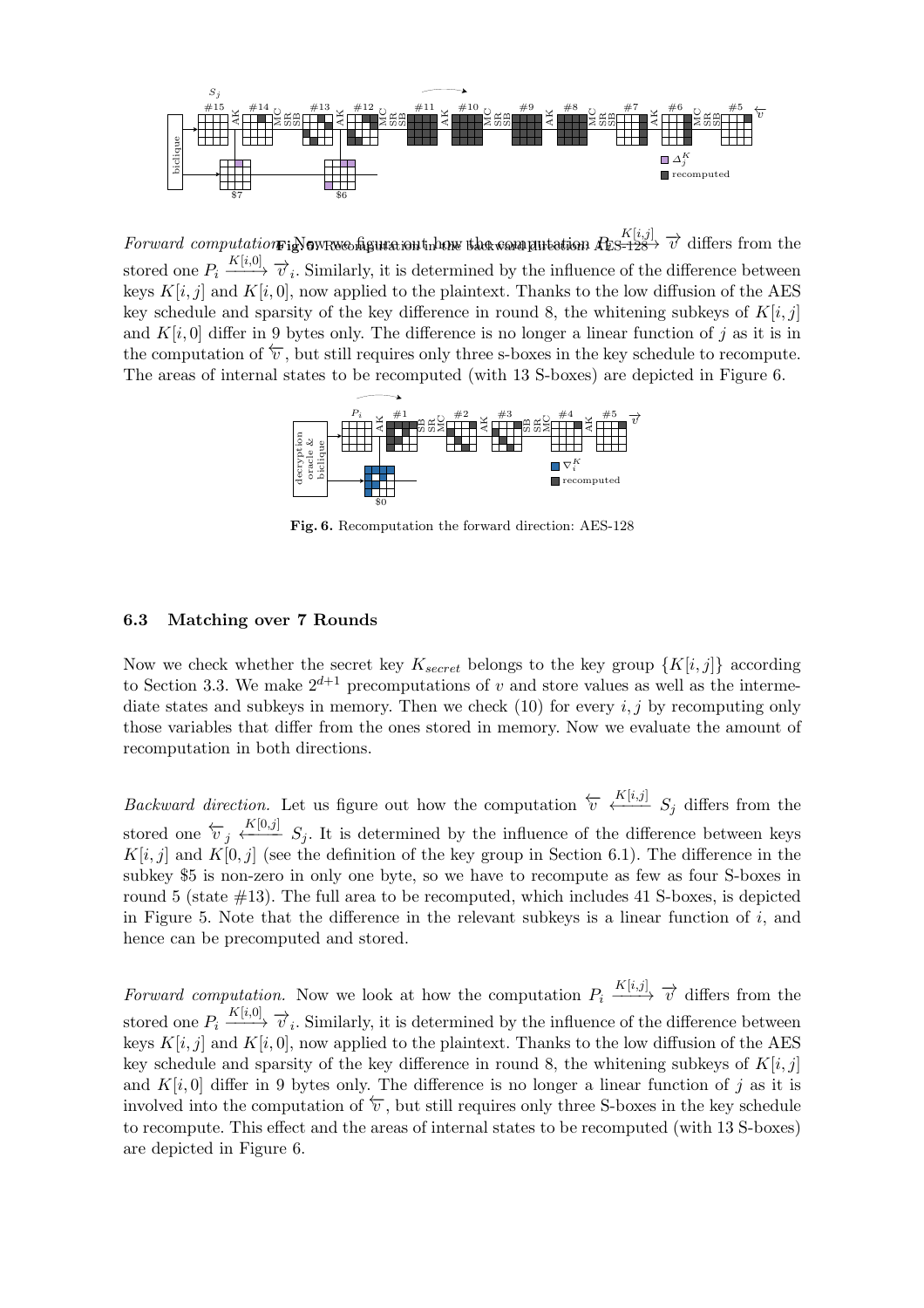*Forward computation.* Now we figure out how the computation $P_i \xrightarrow{K[i,j]} \overrightarrow{v}$ differs from the stored one $P_i \xrightarrow{K[i,0]} \overrightarrow{v}_i$. Similarly, it is determined by the influence of the difference between keys $K[i,j]$ and $K[i,0]$, now applied to the plaintext. Thanks to the low diffusion of the AES key schedule and sparsity of the key difference in round 8, the whitening subkeys of $K[i,j]$ and $K[i,0]$ differ in 9 bytes only. The difference is no longer a linear function of $j$ as it is in the computation of $\overleftarrow{v}$, but still requires only three s-boxes in the key schedule to recompute. The areas of internal states to be recomputed (with 13 S-boxes) are depicted in Figure 6.

**Fig. 5.** Recomputation in the backward direction: AES-128

**Fig. 6.** Recomputation the forward direction: AES-128

### 6.3 Matching over 7 Rounds

Now we check whether the secret key $K_{secret}$ belongs to the key group $\{K[i,j]\}$ according to Section 3.3. We make $2^{d+1}$ precomputations of $v$ and store values as well as the intermediate states and subkeys in memory. Then we check (10) for every $i, j$ by recomputing only those variables that differ from the ones stored in memory. Now we evaluate the amount of recomputation in both directions.

*Backward direction.* Let us figure out how the computation $\overleftarrow{v} \xleftarrow{K[i,j]} S_j$ differs from the stored one $\overleftarrow{v}_j \xleftarrow{K[0,j]} S_j$. It is determined by the influence of the difference between keys $K[i,j]$ and $K[0,j]$ (see the definition of the key group in Section 6.1). The difference in the subkey \$5 is non-zero in only one byte, so we have to recompute as few as four S-boxes in round 5 (state #13). The full area to be recomputed, which includes 41 S-boxes, is depicted in Figure 5. Note that the difference in the relevant subkeys is a linear function of $i$, and hence can be precomputed and stored.

*Forward computation.* Now we look at how the computation $P_i \xrightarrow{K[i,j]} \overrightarrow{v}$ differs from the stored one $P_i \xrightarrow{K[i,0]} \overrightarrow{v}_i$. Similarly, it is determined by the influence of the difference between keys $K[i,j]$ and $K[i,0]$, now applied to the plaintext. Thanks to the low diffusion of the AES key schedule and sparsity of the key difference in round 8, the whitening subkeys of $K[i,j]$ and $K[i,0]$ differ in 9 bytes only. The difference is no longer a linear function of $j$ as it is involved into the computation of $\overleftarrow{v}$, but still requires only three S-boxes in the key schedule to recompute. This effect and the areas of internal states to be recomputed (with 13 S-boxes) are depicted in Figure 6.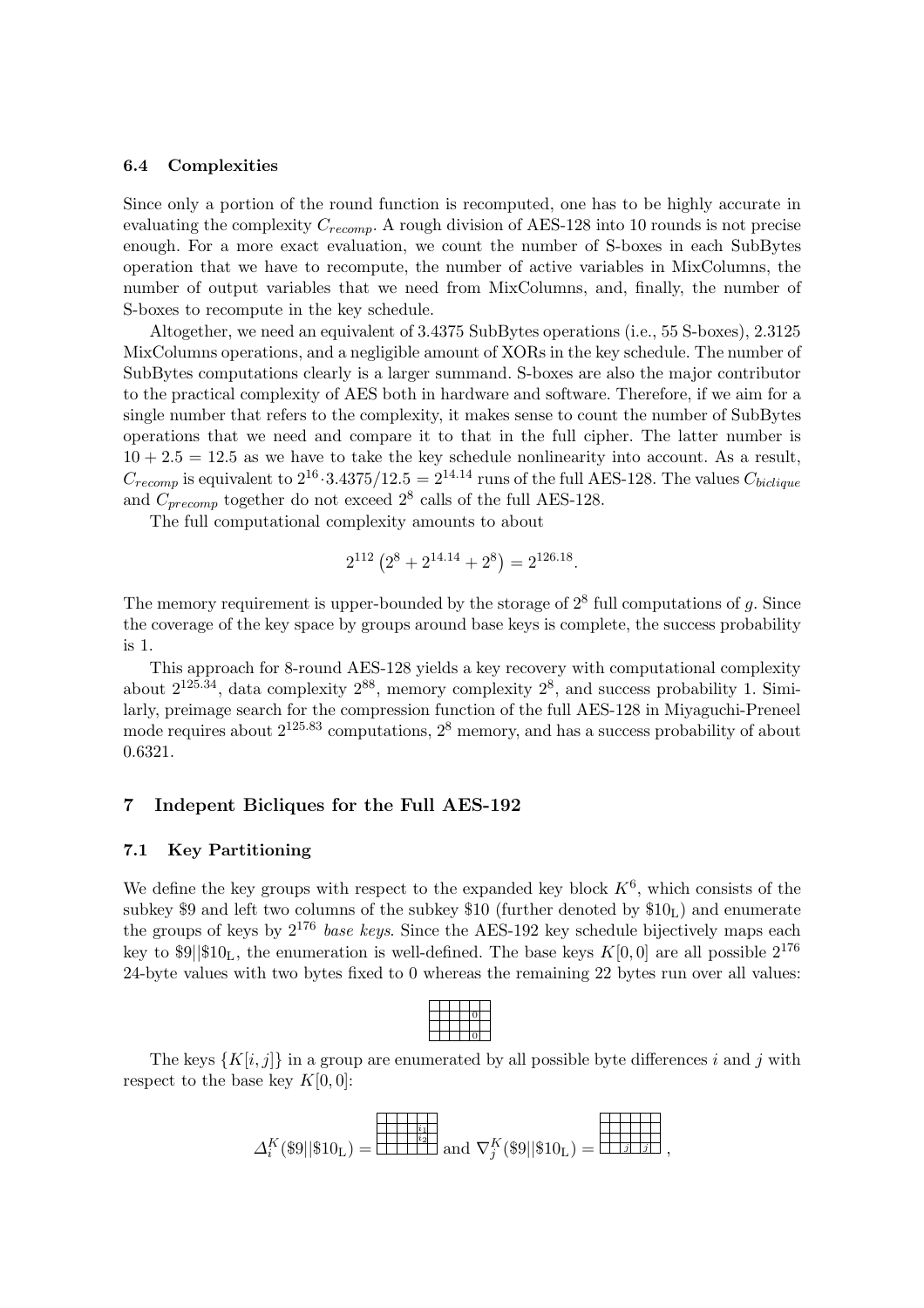### 6.4 Complexities

Since only a portion of the round function is recomputed, one has to be highly accurate in evaluating the complexity $C_{recomp}$. A rough division of AES-128 into 10 rounds is not precise enough. For a more exact evaluation, we count the number of S-boxes in each SubBytes operation that we have to recompute, the number of active variables in MixColumns, the number of output variables that we need from MixColumns, and, finally, the number of S-boxes to recompute in the key schedule.

Altogether, we need an equivalent of 3.4375 SubBytes operations (i.e., 55 S-boxes), 2.3125 MixColumns operations, and a negligible amount of XORs in the key schedule. The number of SubBytes computations clearly is a larger summand. S-boxes are also the major contributor to the practical complexity of AES both in hardware and software. Therefore, if we aim for a single number that refers to the complexity, it makes sense to count the number of SubBytes operations that we need and compare it to that in the full cipher. The latter number is $10 + 2.5 = 12.5$ as we have to take the key schedule nonlinearity into account. As a result, $C_{recomp}$ is equivalent to $2^{16} \cdot 3.4375/12.5 = 2^{14.14}$ runs of the full AES-128. The values $C_{biclique}$ and $C_{precomp}$ together do not exceed $2^8$ calls of the full AES-128.

The full computational complexity amounts to about

$$2^{112}\left(2^8 + 2^{14.14} + 2^8\right) = 2^{126.18}.$$

The memory requirement is upper-bounded by the storage of $2^8$ full computations of $g$. Since the coverage of the key space by groups around base keys is complete, the success probability is 1.

This approach for 8-round AES-128 yields a key recovery with computational complexity about $2^{125.34}$, data complexity $2^{88}$, memory complexity $2^8$, and success probability 1. Similarly, preimage search for the compression function of the full AES-128 in Miyaguchi-Preneel mode requires about $2^{125.83}$ computations, $2^8$ memory, and has a success probability of about 0.6321.

## 7 Indepent Bicliques for the Full AES-192

### 7.1 Key Partitioning

We define the key groups with respect to the expanded key block $K^6$, which consists of the subkey \$9 and left two columns of the subkey \$10 (further denoted by $\$10_{\text{L}}$) and enumerate the groups of keys by $2^{176}$ *base keys*. Since the AES-192 key schedule bijectively maps each key to $\$9||\$10_{\text{L}}$, the enumeration is well-defined. The base keys $K[0,0]$ are all possible $2^{176}$ 24-byte values with two bytes fixed to 0 whereas the remaining 22 bytes run over all values:

The keys $\{K[i,j]\}$ in a group are enumerated by all possible byte differences $i$ and $j$ with respect to the base key $K[0,0]$:

$$\Delta_i^K(\$9||\$10_{\text{L}}) = \quad \text{and} \quad \nabla_j^K(\$9||\$10_{\text{L}}) = \quad ,$$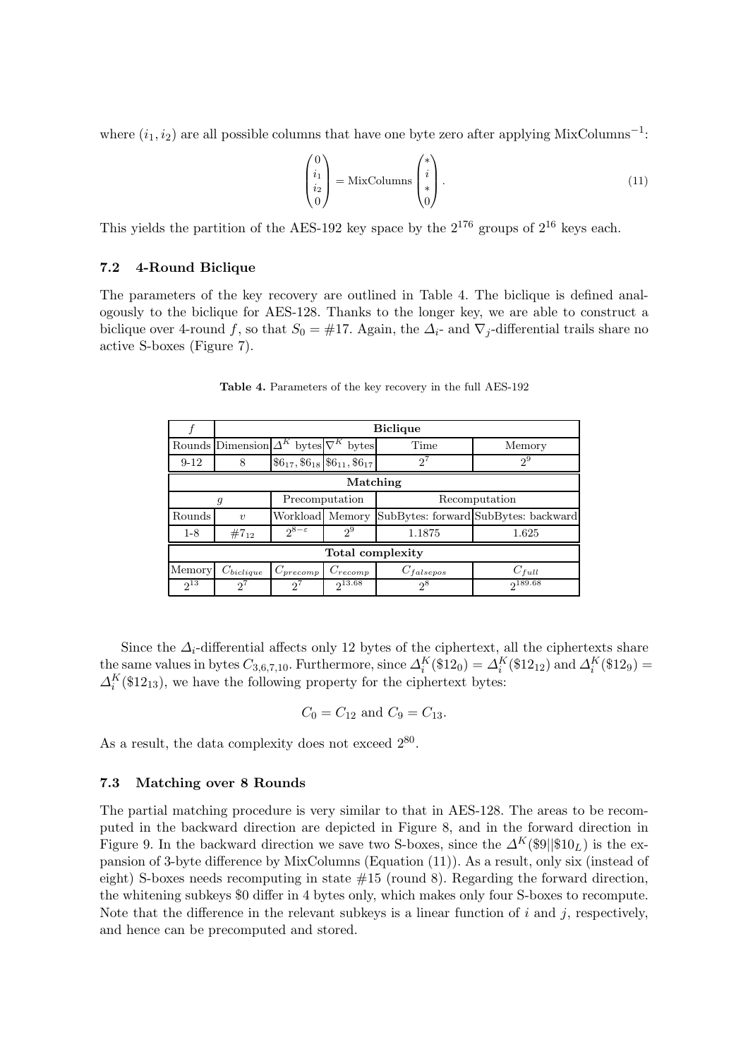where $(i_1, i_2)$ are all possible columns that have one byte zero after applying $\text{MixColumns}^{-1}$:

$$\begin{pmatrix} 0 \\ i_1 \\ i_2 \\ 0 \end{pmatrix} = \text{MixColumns} \begin{pmatrix} * \\ i \\ * \\ 0 \end{pmatrix}. \tag{11}$$

This yields the partition of the AES-192 key space by the $2^{176}$ groups of $2^{16}$ keys each.

### 7.2 4-Round Biclique

The parameters of the key recovery are outlined in Table 4. The biclique is defined analogously to the biclique for AES-128. Thanks to the longer key, we are able to construct a biclique over 4-round $f$, so that $S_0 = \#17$. Again, the $\Delta_i$- and $\nabla_j$-differential trails share no active S-boxes (Figure 7).

**Table 4.** Parameters of the key recovery in the full AES-192

| $f$ | **Biclique** | | | | |
|---|---|---|---|---|---|
| Rounds | Dimension | $\Delta^K$ bytes | $\nabla^K$ bytes | Time | Memory |
| 9-12 | 8 | $\$6_{17}, \$6_{18}$ | $\$6_{11}, \$6_{17}$ | $2^7$ | $2^9$ |
| **Matching** | | | | | |
| $g$ | | Precomputation | | Recomputation | |
| Rounds | $v$ | Workload | Memory | SubBytes: forward | SubBytes: backward |
| 1-8 | $\#7_{12}$ | $2^{8-\varepsilon}$ | $2^9$ | 1.1875 | 1.625 |
| **Total complexity** | | | | | |
| Memory | $C_{biclique}$ | $C_{precomp}$ | $C_{recomp}$ | $C_{falsepos}$ | $C_{full}$ |
| $2^{13}$ | $2^7$ | $2^7$ | $2^{13.68}$ | $2^8$ | $2^{189.68}$ |

Since the $\Delta_i$-differential affects only 12 bytes of the ciphertext, all the ciphertexts share the same values in bytes $C_{3,6,7,10}$. Furthermore, since $\Delta_i^K(\$12_0) = \Delta_i^K(\$12_{12})$ and $\Delta_i^K(\$12_9) = \Delta_i^K(\$12_{13})$, we have the following property for the ciphertext bytes:

$$C_0 = C_{12} \text{ and } C_9 = C_{13}.$$

As a result, the data complexity does not exceed $2^{80}$.

### 7.3 Matching over 8 Rounds

The partial matching procedure is very similar to that in AES-128. The areas to be recomputed in the backward direction are depicted in Figure 8, and in the forward direction in Figure 9. In the backward direction we save two S-boxes, since the $\Delta^K(\$9||\$10_L)$ is the expansion of 3-byte difference by MixColumns (Equation (11)). As a result, only six (instead of eight) S-boxes needs recomputing in state #15 (round 8). Regarding the forward direction, the whitening subkeys \$0 differ in 4 bytes only, which makes only four S-boxes to recompute. Note that the difference in the relevant subkeys is a linear function of $i$ and $j$, respectively, and hence can be precomputed and stored.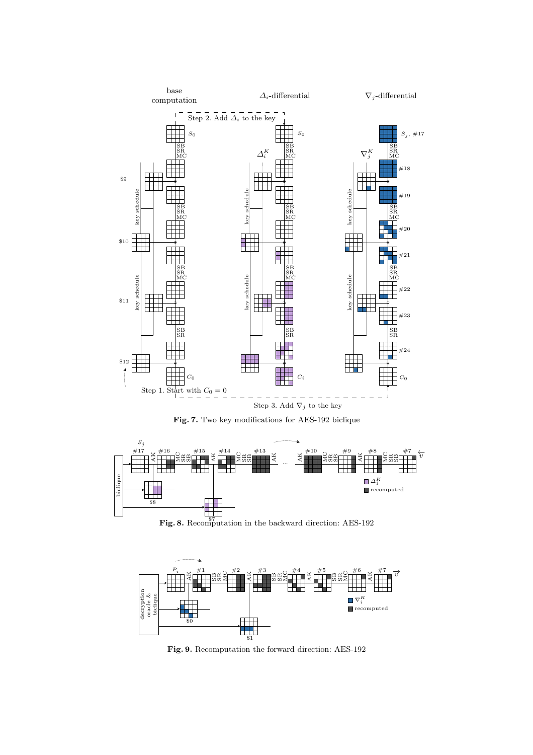**Fig. 7.** Two key modifications for AES-192 biclique

**Fig. 8.** Recomputation in the backward direction: AES-192

**Fig. 9.** Recomputation the forward direction: AES-192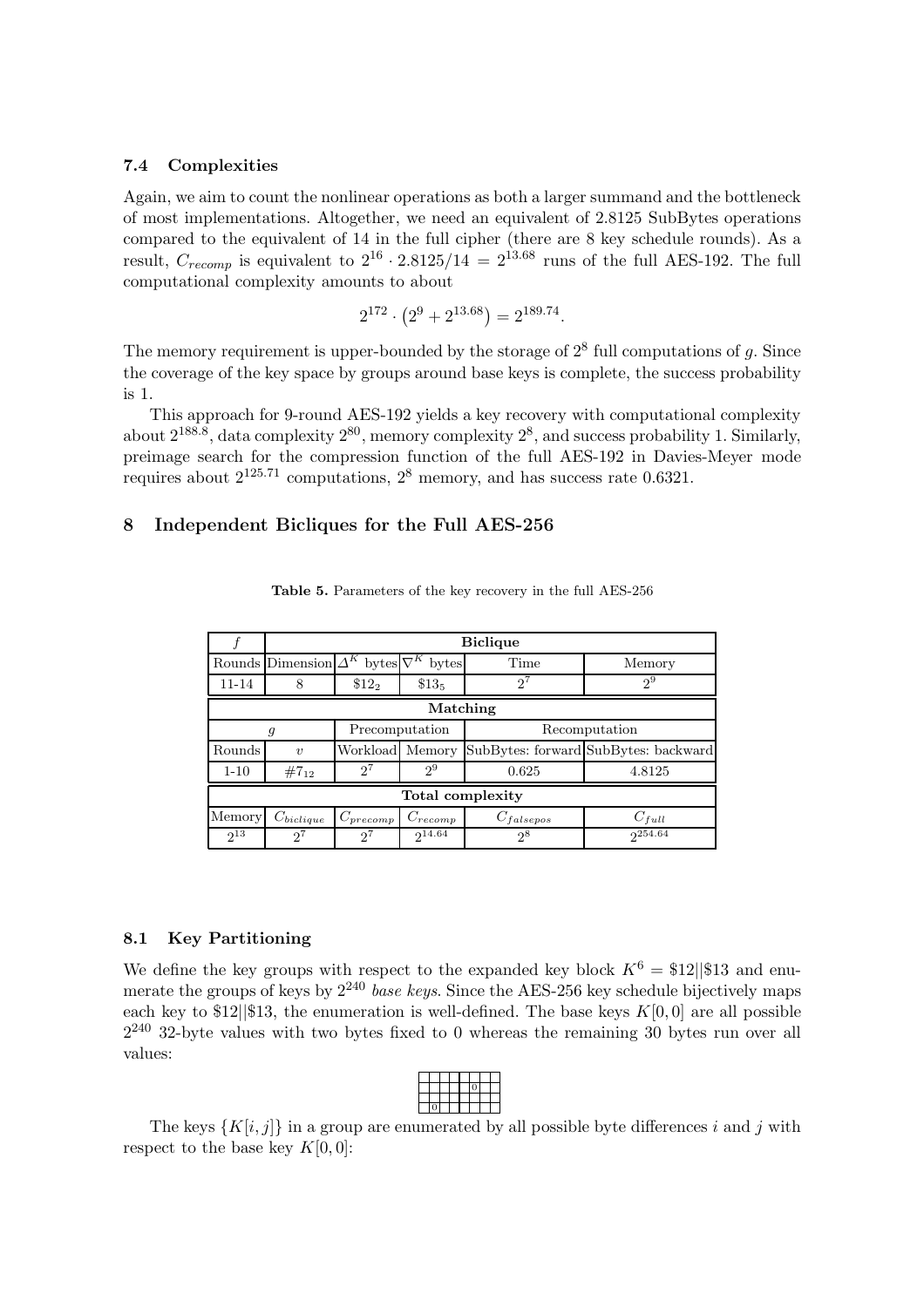### 7.4 Complexities

Again, we aim to count the nonlinear operations as both a larger summand and the bottleneck of most implementations. Altogether, we need an equivalent of 2.8125 SubBytes operations compared to the equivalent of 14 in the full cipher (there are 8 key schedule rounds). As a result, $C_{recomp}$ is equivalent to $2^{16} \cdot 2.8125/14 = 2^{13.68}$ runs of the full AES-192. The full computational complexity amounts to about

$$2^{172} \cdot \left(2^9 + 2^{13.68}\right) = 2^{189.74}.$$

The memory requirement is upper-bounded by the storage of $2^8$ full computations of $g$. Since the coverage of the key space by groups around base keys is complete, the success probability is 1.

This approach for 9-round AES-192 yields a key recovery with computational complexity about $2^{188.8}$, data complexity $2^{80}$, memory complexity $2^8$, and success probability 1. Similarly, preimage search for the compression function of the full AES-192 in Davies-Meyer mode requires about $2^{125.71}$ computations, $2^8$ memory, and has success rate 0.6321.

## 8 Independent Bicliques for the Full AES-256

**Table 5.** Parameters of the key recovery in the full AES-256

| $f$ | **Biclique** | | | | |
|---|---|---|---|---|---|
| Rounds | Dimension | $\Delta^K$ bytes | $\nabla^K$ bytes | Time | Memory |
| 11-14 | 8 | $\$12_2$ | $\$13_5$ | $2^7$ | $2^9$ |
| **Matching** | | | | | |
| $g$ | | Precomputation | | Recomputation | |
| Rounds | $v$ | Workload | Memory | SubBytes: forward | SubBytes: backward |
| 1-10 | $\#7_{12}$ | $2^7$ | $2^9$ | 0.625 | 4.8125 |
| **Total complexity** | | | | | |
| Memory | $C_{biclique}$ | $C_{precomp}$ | $C_{recomp}$ | $C_{falsepos}$ | $C_{full}$ |
| $2^{13}$ | $2^7$ | $2^7$ | $2^{14.64}$ | $2^8$ | $2^{254.64}$ |

### 8.1 Key Partitioning

We define the key groups with respect to the expanded key block $K^6 = \$12||\$13$ and enumerate the groups of keys by $2^{240}$ *base keys*. Since the AES-256 key schedule bijectively maps each key to $\$12||\$13$, the enumeration is well-defined. The base keys $K[0,0]$ are all possible $2^{240}$ 32-byte values with two bytes fixed to 0 whereas the remaining 30 bytes run over all values:

| | | | | | | | |
|---|---|---|---|---|---|---|---|
| | | | | | | | |
| | | | | | 0 | | |
| | | | | | | | |
| | 0 | | | | | | |

The keys $\{K[i,j]\}$ in a group are enumerated by all possible byte differences $i$ and $j$ with respect to the base key $K[0,0]$: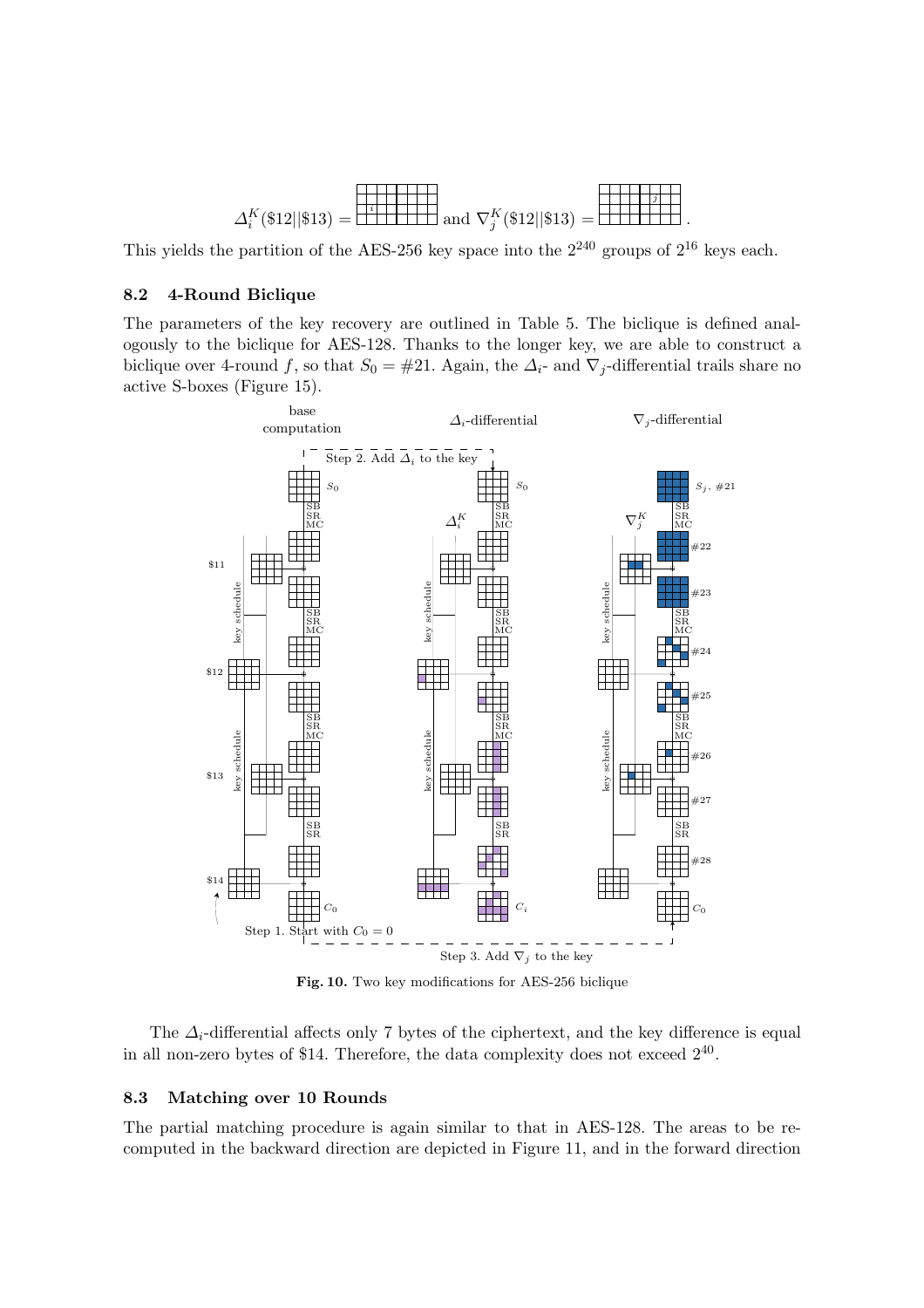$\Delta_i^K(\$12||\$13) =$ [grid with $i$] and $\nabla_j^K(\$12||\$13) =$ [grid with $j$].

This yields the partition of the AES-256 key space into the $2^{240}$ groups of $2^{16}$ keys each.

### 8.2 4-Round Biclique

The parameters of the key recovery are outlined in Table 5. The biclique is defined analogously to the biclique for AES-128. Thanks to the longer key, we are able to construct a biclique over 4-round $f$, so that $S_0 = \#21$. Again, the $\Delta_i$- and $\nabla_j$-differential trails share no active S-boxes (Figure 15).

**Fig. 10.** Two key modifications for AES-256 biclique

The $\Delta_i$-differential affects only 7 bytes of the ciphertext, and the key difference is equal in all non-zero bytes of \$14. Therefore, the data complexity does not exceed $2^{40}$.

### 8.3 Matching over 10 Rounds

The partial matching procedure is again similar to that in AES-128. The areas to be recomputed in the backward direction are depicted in Figure 11, and in the forward direction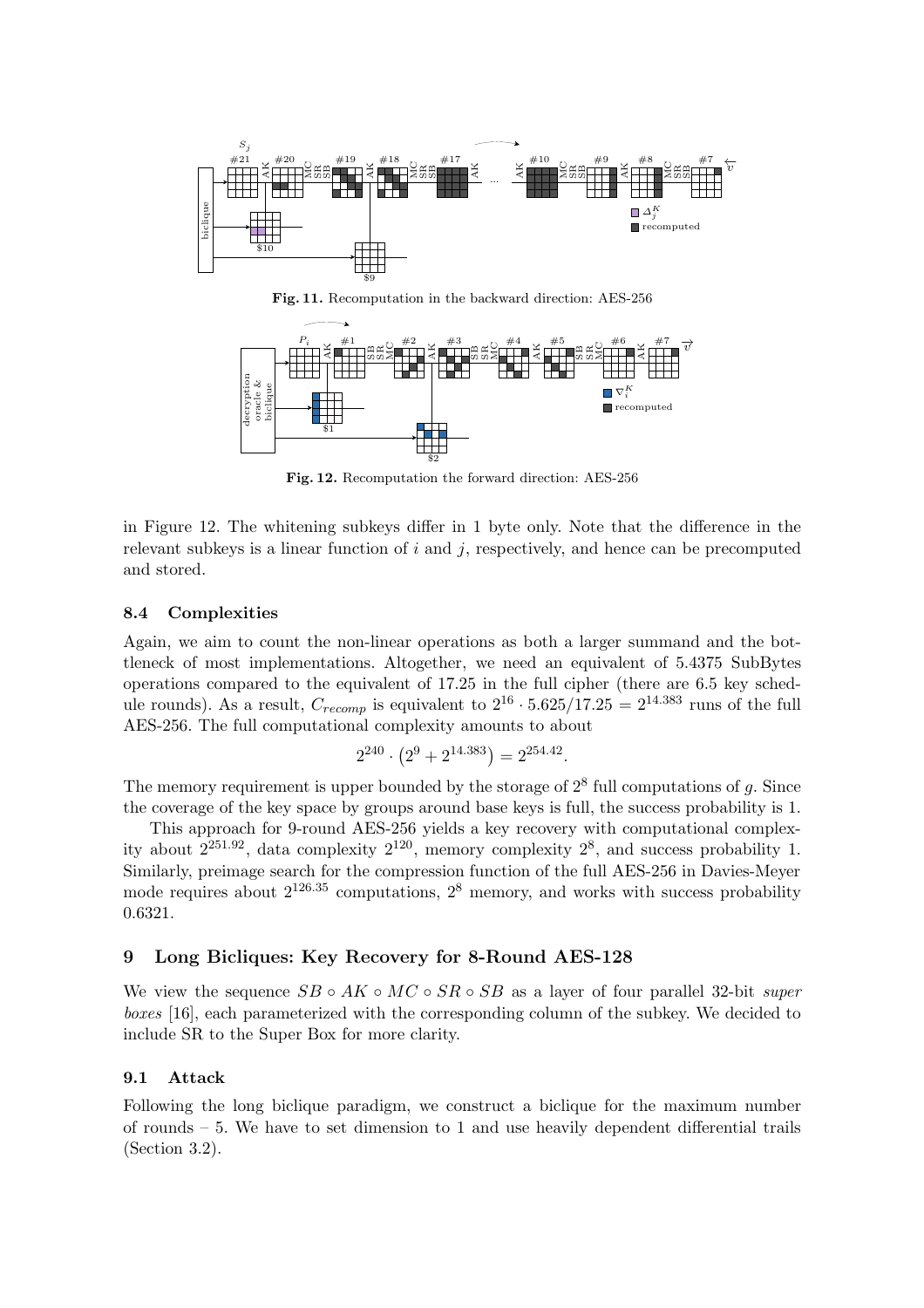**Fig. 11.** Recomputation in the backward direction: AES-256

**Fig. 12.** Recomputation the forward direction: AES-256

in Figure 12. The whitening subkeys differ in 1 byte only. Note that the difference in the relevant subkeys is a linear function of $i$ and $j$, respectively, and hence can be precomputed and stored.

### 8.4 Complexities

Again, we aim to count the non-linear operations as both a larger summand and the bottleneck of most implementations. Altogether, we need an equivalent of 5.4375 SubBytes operations compared to the equivalent of 17.25 in the full cipher (there are 6.5 key schedule rounds). As a result, $C_{recomp}$ is equivalent to $2^{16} \cdot 5.625/17.25 = 2^{14.383}$ runs of the full AES-256. The full computational complexity amounts to about

$$2^{240} \cdot \left(2^9 + 2^{14.383}\right) = 2^{254.42}.$$

The memory requirement is upper bounded by the storage of $2^8$ full computations of $g$. Since the coverage of the key space by groups around base keys is full, the success probability is 1.

This approach for 9-round AES-256 yields a key recovery with computational complexity about $2^{251.92}$, data complexity $2^{120}$, memory complexity $2^8$, and success probability 1. Similarly, preimage search for the compression function of the full AES-256 in Davies-Meyer mode requires about $2^{126.35}$ computations, $2^8$ memory, and works with success probability 0.6321.

## 9 Long Bicliques: Key Recovery for 8-Round AES-128

We view the sequence $SB \circ AK \circ MC \circ SR \circ SB$ as a layer of four parallel 32-bit *super boxes* [16], each parameterized with the corresponding column of the subkey. We decided to include SR to the Super Box for more clarity.

### 9.1 Attack

Following the long biclique paradigm, we construct a biclique for the maximum number of rounds – 5. We have to set dimension to 1 and use heavily dependent differential trails (Section 3.2).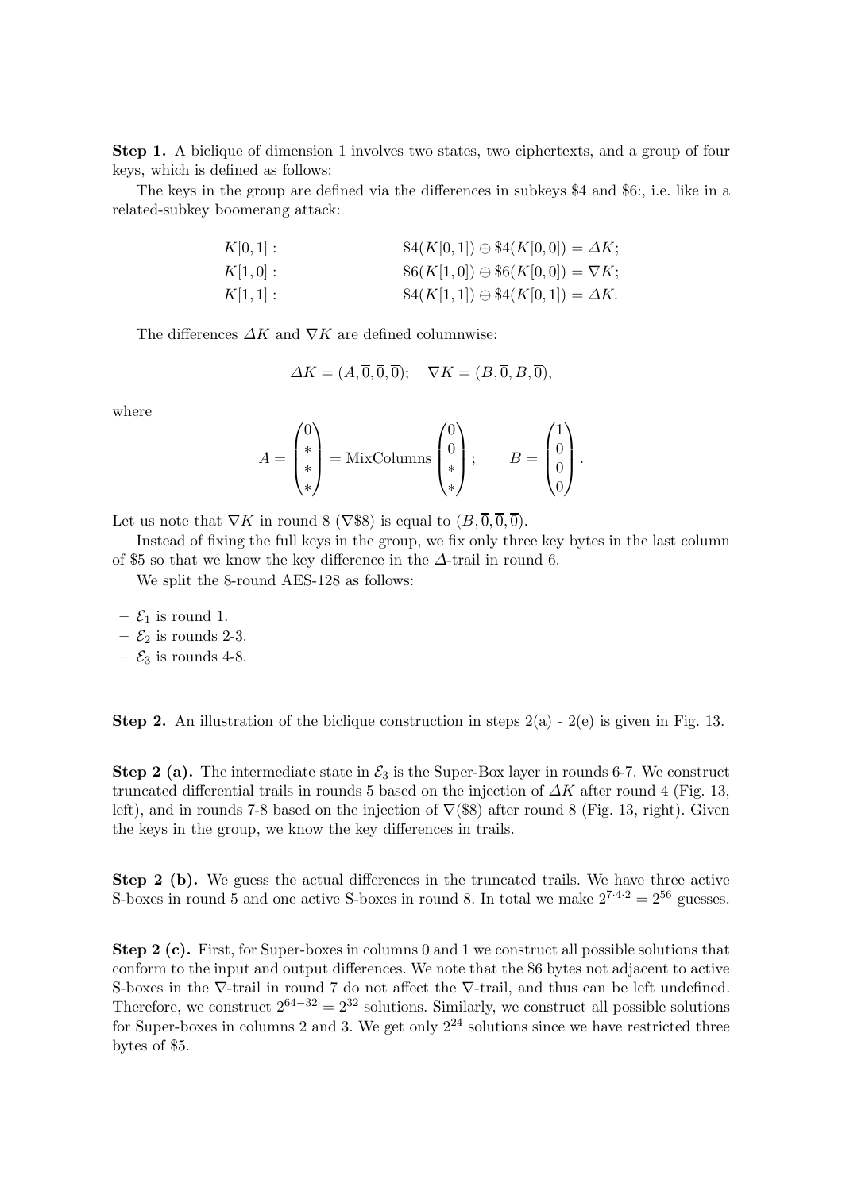**Step 1.** A biclique of dimension 1 involves two states, two ciphertexts, and a group of four keys, which is defined as follows:

The keys in the group are defined via the differences in subkeys \$4 and \$6:, i.e. like in a related-subkey boomerang attack:

$$
\begin{aligned}
K[0,1]: &\qquad \$4(K[0,1]) \oplus \$4(K[0,0]) = \Delta K;\\
K[1,0]: &\qquad \$6(K[1,0]) \oplus \$6(K[0,0]) = \nabla K;\\
K[1,1]: &\qquad \$4(K[1,1]) \oplus \$4(K[0,1]) = \Delta K.
\end{aligned}
$$

The differences $\Delta K$ and $\nabla K$ are defined columnwise:

$$
\Delta K = (A, \overline{0}, \overline{0}, \overline{0}); \quad \nabla K = (B, \overline{0}, B, \overline{0}),
$$

where

$$
A = \begin{pmatrix} 0 \\ * \\ * \\ * \end{pmatrix} = \text{MixColumns} \begin{pmatrix} 0 \\ 0 \\ * \\ * \end{pmatrix}; \qquad B = \begin{pmatrix} 1 \\ 0 \\ 0 \\ 0 \end{pmatrix}.
$$

Let us note that $\nabla K$ in round 8 ($\nabla\$8$) is equal to $(B, \overline{0}, \overline{0}, \overline{0})$.

Instead of fixing the full keys in the group, we fix only three key bytes in the last column of \$5 so that we know the key difference in the $\Delta$-trail in round 6.

We split the 8-round AES-128 as follows:

- $\mathcal{E}_1$ is round 1.
- $\mathcal{E}_2$ is rounds 2-3.
- $\mathcal{E}_3$ is rounds 4-8.

**Step 2.** An illustration of the biclique construction in steps 2(a) - 2(e) is given in Fig. 13.

**Step 2 (a).** The intermediate state in $\mathcal{E}_3$ is the Super-Box layer in rounds 6-7. We construct truncated differential trails in rounds 5 based on the injection of $\Delta K$ after round 4 (Fig. 13, left), and in rounds 7-8 based on the injection of $\nabla(\$8)$ after round 8 (Fig. 13, right). Given the keys in the group, we know the key differences in trails.

**Step 2 (b).** We guess the actual differences in the truncated trails. We have three active S-boxes in round 5 and one active S-boxes in round 8. In total we make $2^{7 \cdot 4 \cdot 2} = 2^{56}$ guesses.

**Step 2 (c).** First, for Super-boxes in columns 0 and 1 we construct all possible solutions that conform to the input and output differences. We note that the \$6 bytes not adjacent to active S-boxes in the $\nabla$-trail in round 7 do not affect the $\nabla$-trail, and thus can be left undefined. Therefore, we construct $2^{64-32} = 2^{32}$ solutions. Similarly, we construct all possible solutions for Super-boxes in columns 2 and 3. We get only $2^{24}$ solutions since we have restricted three bytes of \$5.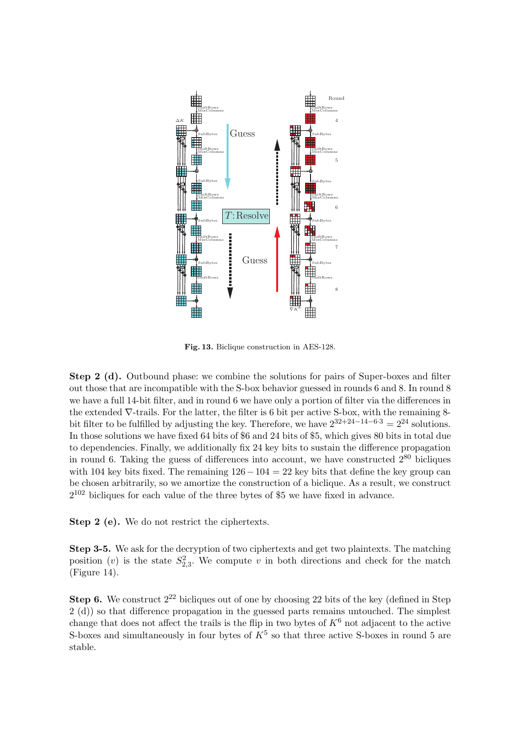**Fig. 13.** Biclique construction in AES-128.

**Step 2 (d).** Outbound phase: we combine the solutions for pairs of Super-boxes and filter out those that are incompatible with the S-box behavior guessed in rounds 6 and 8. In round 8 we have a full 14-bit filter, and in round 6 we have only a portion of filter via the differences in the extended $\nabla$-trails. For the latter, the filter is 6 bit per active S-box, with the remaining 8-bit filter to be fulfilled by adjusting the key. Therefore, we have $2^{32+24-14-6\cdot 3} = 2^{24}$ solutions. In those solutions we have fixed 64 bits of \$6 and 24 bits of \$5, which gives 80 bits in total due to dependencies. Finally, we additionally fix 24 key bits to sustain the difference propagation in round 6. Taking the guess of differences into account, we have constructed $2^{80}$ bicliques with 104 key bits fixed. The remaining $126 - 104 = 22$ key bits that define the key group can be chosen arbitrarily, so we amortize the construction of a biclique. As a result, we construct $2^{102}$ bicliques for each value of the three bytes of \$5 we have fixed in advance.

**Step 2 (e).** We do not restrict the ciphertexts.

**Step 3-5.** We ask for the decryption of two ciphertexts and get two plaintexts. The matching position $(v)$ is the state $S^2_{2,3}$. We compute $v$ in both directions and check for the match (Figure 14).

**Step 6.** We construct $2^{22}$ bicliques out of one by choosing 22 bits of the key (defined in Step 2 (d)) so that difference propagation in the guessed parts remains untouched. The simplest change that does not affect the trails is the flip in two bytes of $K^6$ not adjacent to the active S-boxes and simultaneously in four bytes of $K^5$ so that three active S-boxes in round 5 are stable.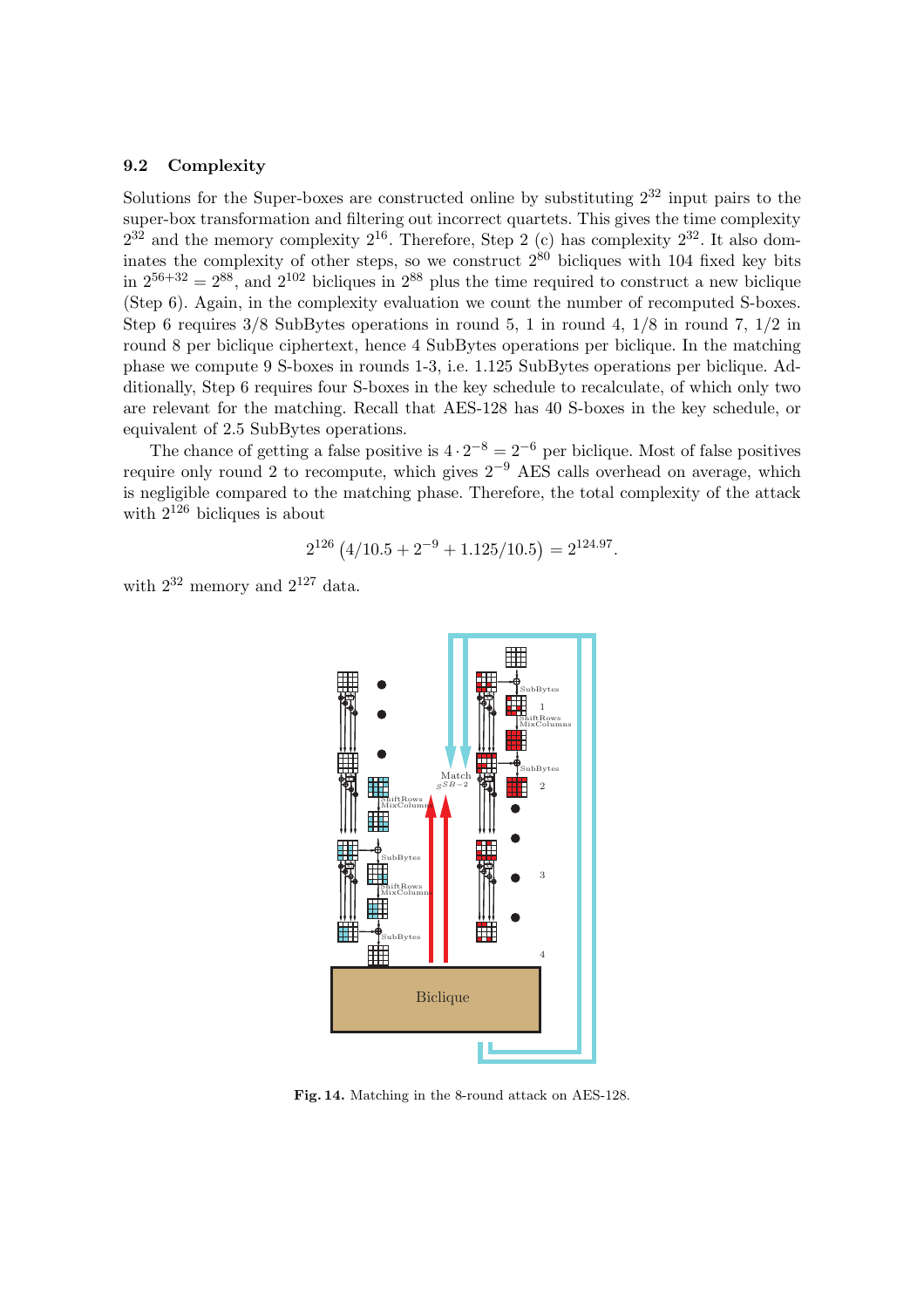### 9.2 Complexity

Solutions for the Super-boxes are constructed online by substituting $2^{32}$ input pairs to the super-box transformation and filtering out incorrect quartets. This gives the time complexity $2^{32}$ and the memory complexity $2^{16}$. Therefore, Step 2 (c) has complexity $2^{32}$. It also dominates the complexity of other steps, so we construct $2^{80}$ bicliques with 104 fixed key bits in $2^{56+32} = 2^{88}$, and $2^{102}$ bicliques in $2^{88}$ plus the time required to construct a new biclique (Step 6). Again, in the complexity evaluation we count the number of recomputed S-boxes. Step 6 requires 3/8 SubBytes operations in round 5, 1 in round 4, 1/8 in round 7, 1/2 in round 8 per biclique ciphertext, hence 4 SubBytes operations per biclique. In the matching phase we compute 9 S-boxes in rounds 1-3, i.e. 1.125 SubBytes operations per biclique. Additionally, Step 6 requires four S-boxes in the key schedule to recalculate, of which only two are relevant for the matching. Recall that AES-128 has 40 S-boxes in the key schedule, or equivalent of 2.5 SubBytes operations.

The chance of getting a false positive is $4 \cdot 2^{-8} = 2^{-6}$ per biclique. Most of false positives require only round 2 to recompute, which gives $2^{-9}$ AES calls overhead on average, which is negligible compared to the matching phase. Therefore, the total complexity of the attack with $2^{126}$ bicliques is about

$$2^{126}\left(4/10.5 + 2^{-9} + 1.125/10.5\right) = 2^{124.97}.$$

with $2^{32}$ memory and $2^{127}$ data.

**Fig. 14.** Matching in the 8-round attack on AES-128.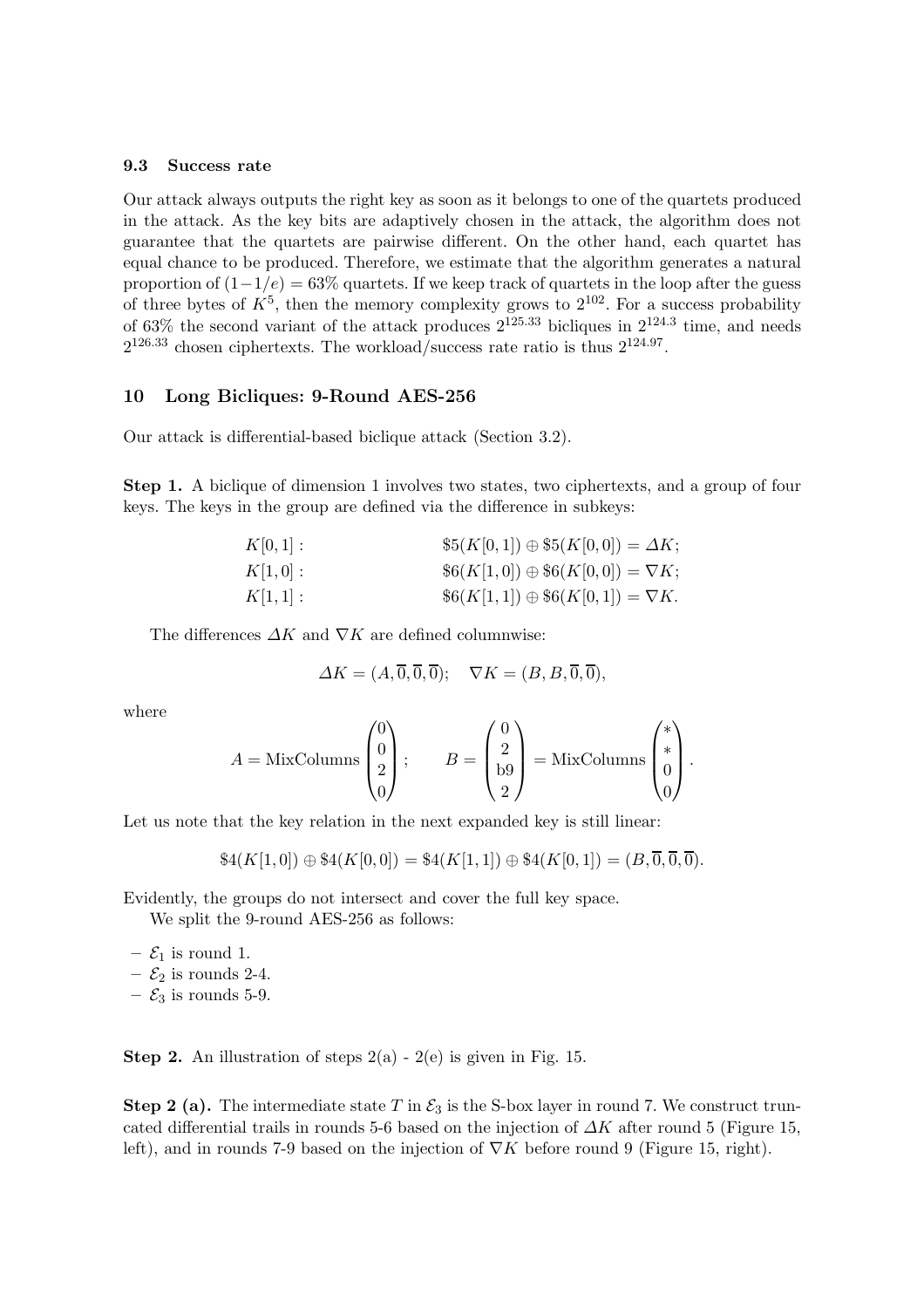### 9.3 Success rate

Our attack always outputs the right key as soon as it belongs to one of the quartets produced in the attack. As the key bits are adaptively chosen in the attack, the algorithm does not guarantee that the quartets are pairwise different. On the other hand, each quartet has equal chance to be produced. Therefore, we estimate that the algorithm generates a natural proportion of $(1-1/e) = 63\%$ quartets. If we keep track of quartets in the loop after the guess of three bytes of $K^5$, then the memory complexity grows to $2^{102}$. For a success probability of 63% the second variant of the attack produces $2^{125.33}$ bicliques in $2^{124.3}$ time, and needs $2^{126.33}$ chosen ciphertexts. The workload/success rate ratio is thus $2^{124.97}$.

## 10 Long Bicliques: 9-Round AES-256

Our attack is differential-based biclique attack (Section 3.2).

**Step 1.** A biclique of dimension 1 involves two states, two ciphertexts, and a group of four keys. The keys in the group are defined via the difference in subkeys:

$$
\begin{aligned}
K[0,1]: &\qquad \$5(K[0,1]) \oplus \$5(K[0,0]) = \Delta K;\\
K[1,0]: &\qquad \$6(K[1,0]) \oplus \$6(K[0,0]) = \nabla K;\\
K[1,1]: &\qquad \$6(K[1,1]) \oplus \$6(K[0,1]) = \nabla K.
\end{aligned}
$$

The differences $\Delta K$ and $\nabla K$ are defined columnwise:

$$
\Delta K = (A, \overline{0}, \overline{0}, \overline{0}); \quad \nabla K = (B, B, \overline{0}, \overline{0}),
$$

where

$$
A = \text{MixColumns}\begin{pmatrix}0\\0\\2\\0\end{pmatrix}; \qquad B = \begin{pmatrix}0\\2\\\text{b9}\\2\end{pmatrix} = \text{MixColumns}\begin{pmatrix}*\\*\\0\\0\end{pmatrix}.
$$

Let us note that the key relation in the next expanded key is still linear:

$$
\$4(K[1,0]) \oplus \$4(K[0,0]) = \$4(K[1,1]) \oplus \$4(K[0,1]) = (B, \overline{0}, \overline{0}, \overline{0}).
$$

Evidently, the groups do not intersect and cover the full key space.

We split the 9-round AES-256 as follows:

- $\mathcal{E}_1$ is round 1.
- $\mathcal{E}_2$ is rounds 2-4.
- $\mathcal{E}_3$ is rounds 5-9.

**Step 2.** An illustration of steps 2(a) - 2(e) is given in Fig. 15.

**Step 2 (a).** The intermediate state $T$ in $\mathcal{E}_3$ is the S-box layer in round 7. We construct truncated differential trails in rounds 5-6 based on the injection of $\Delta K$ after round 5 (Figure 15, left), and in rounds 7-9 based on the injection of $\nabla K$ before round 9 (Figure 15, right).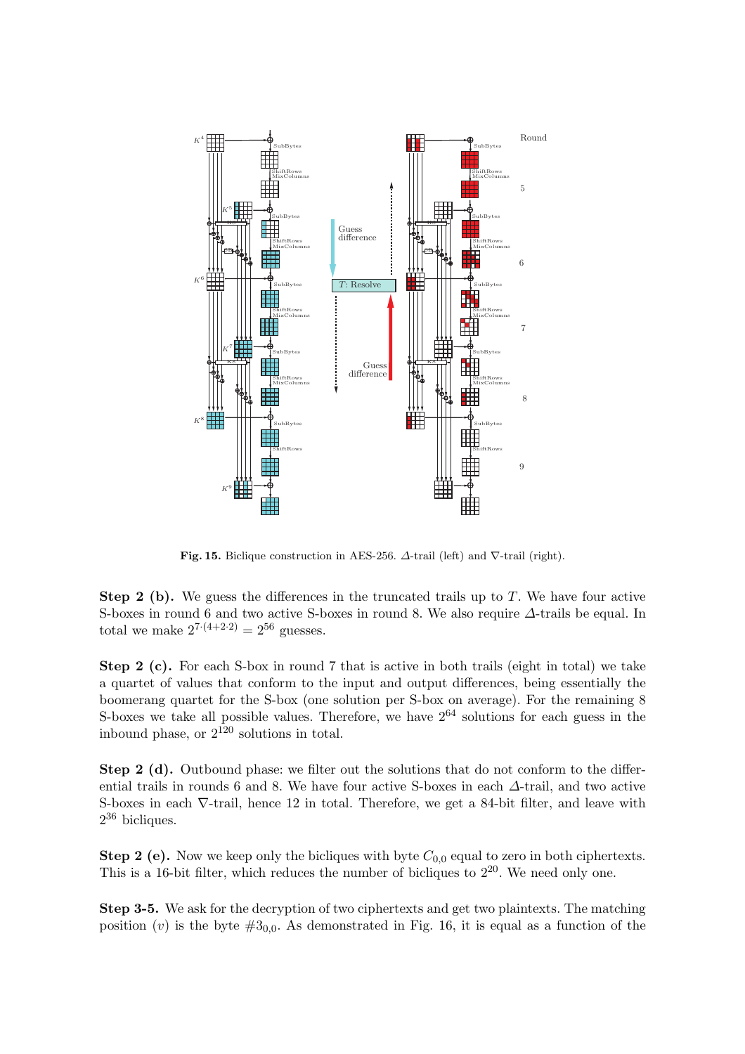**Fig. 15.** Biclique construction in AES-256. $\Delta$-trail (left) and $\nabla$-trail (right).

**Step 2 (b).** We guess the differences in the truncated trails up to $T$. We have four active S-boxes in round 6 and two active S-boxes in round 8. We also require $\Delta$-trails be equal. In total we make $2^{7\cdot(4+2\cdot 2)} = 2^{56}$ guesses.

**Step 2 (c).** For each S-box in round 7 that is active in both trails (eight in total) we take a quartet of values that conform to the input and output differences, being essentially the boomerang quartet for the S-box (one solution per S-box on average). For the remaining 8 S-boxes we take all possible values. Therefore, we have $2^{64}$ solutions for each guess in the inbound phase, or $2^{120}$ solutions in total.

**Step 2 (d).** Outbound phase: we filter out the solutions that do not conform to the differential trails in rounds 6 and 8. We have four active S-boxes in each $\Delta$-trail, and two active S-boxes in each $\nabla$-trail, hence 12 in total. Therefore, we get a 84-bit filter, and leave with $2^{36}$ bicliques.

**Step 2 (e).** Now we keep only the bicliques with byte $C_{0,0}$ equal to zero in both ciphertexts. This is a 16-bit filter, which reduces the number of bicliques to $2^{20}$. We need only one.

**Step 3-5.** We ask for the decryption of two ciphertexts and get two plaintexts. The matching position ($v$) is the byte $\#3_{0,0}$. As demonstrated in Fig. 16, it is equal as a function of the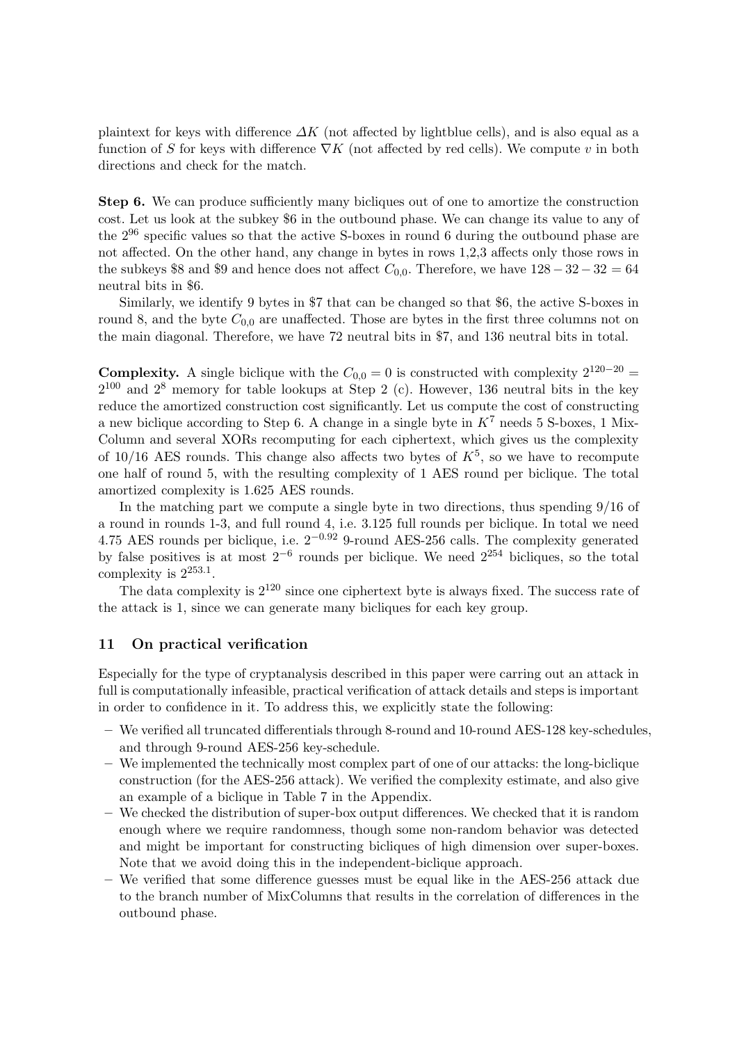plaintext for keys with difference $\Delta K$ (not affected by lightblue cells), and is also equal as a function of $S$ for keys with difference $\nabla K$ (not affected by red cells). We compute $v$ in both directions and check for the match.

**Step 6.** We can produce sufficiently many bicliques out of one to amortize the construction cost. Let us look at the subkey \$6 in the outbound phase. We can change its value to any of the $2^{96}$ specific values so that the active S-boxes in round 6 during the outbound phase are not affected. On the other hand, any change in bytes in rows 1,2,3 affects only those rows in the subkeys \$8 and \$9 and hence does not affect $C_{0,0}$. Therefore, we have $128 - 32 - 32 = 64$ neutral bits in \$6.

Similarly, we identify 9 bytes in \$7 that can be changed so that \$6, the active S-boxes in round 8, and the byte $C_{0,0}$ are unaffected. Those are bytes in the first three columns not on the main diagonal. Therefore, we have 72 neutral bits in \$7, and 136 neutral bits in total.

**Complexity.** A single biclique with the $C_{0,0} = 0$ is constructed with complexity $2^{120-20} = 2^{100}$ and $2^8$ memory for table lookups at Step 2 (c). However, 136 neutral bits in the key reduce the amortized construction cost significantly. Let us compute the cost of constructing a new biclique according to Step 6. A change in a single byte in $K^7$ needs 5 S-boxes, 1 MixColumn and several XORs recomputing for each ciphertext, which gives us the complexity of 10/16 AES rounds. This change also affects two bytes of $K^5$, so we have to recompute one half of round 5, with the resulting complexity of 1 AES round per biclique. The total amortized complexity is 1.625 AES rounds.

In the matching part we compute a single byte in two directions, thus spending 9/16 of a round in rounds 1-3, and full round 4, i.e. 3.125 full rounds per biclique. In total we need 4.75 AES rounds per biclique, i.e. $2^{-0.92}$ 9-round AES-256 calls. The complexity generated by false positives is at most $2^{-6}$ rounds per biclique. We need $2^{254}$ bicliques, so the total complexity is $2^{253.1}$.

The data complexity is $2^{120}$ since one ciphertext byte is always fixed. The success rate of the attack is 1, since we can generate many bicliques for each key group.

## 11 On practical verification

Especially for the type of cryptanalysis described in this paper were carring out an attack in full is computationally infeasible, practical verification of attack details and steps is important in order to confidence in it. To address this, we explicitly state the following:

- We verified all truncated differentials through 8-round and 10-round AES-128 key-schedules, and through 9-round AES-256 key-schedule.
- We implemented the technically most complex part of one of our attacks: the long-biclique construction (for the AES-256 attack). We verified the complexity estimate, and also give an example of a biclique in Table 7 in the Appendix.
- We checked the distribution of super-box output differences. We checked that it is random enough where we require randomness, though some non-random behavior was detected and might be important for constructing bicliques of high dimension over super-boxes. Note that we avoid doing this in the independent-biclique approach.
- We verified that some difference guesses must be equal like in the AES-256 attack due to the branch number of MixColumns that results in the correlation of differences in the outbound phase.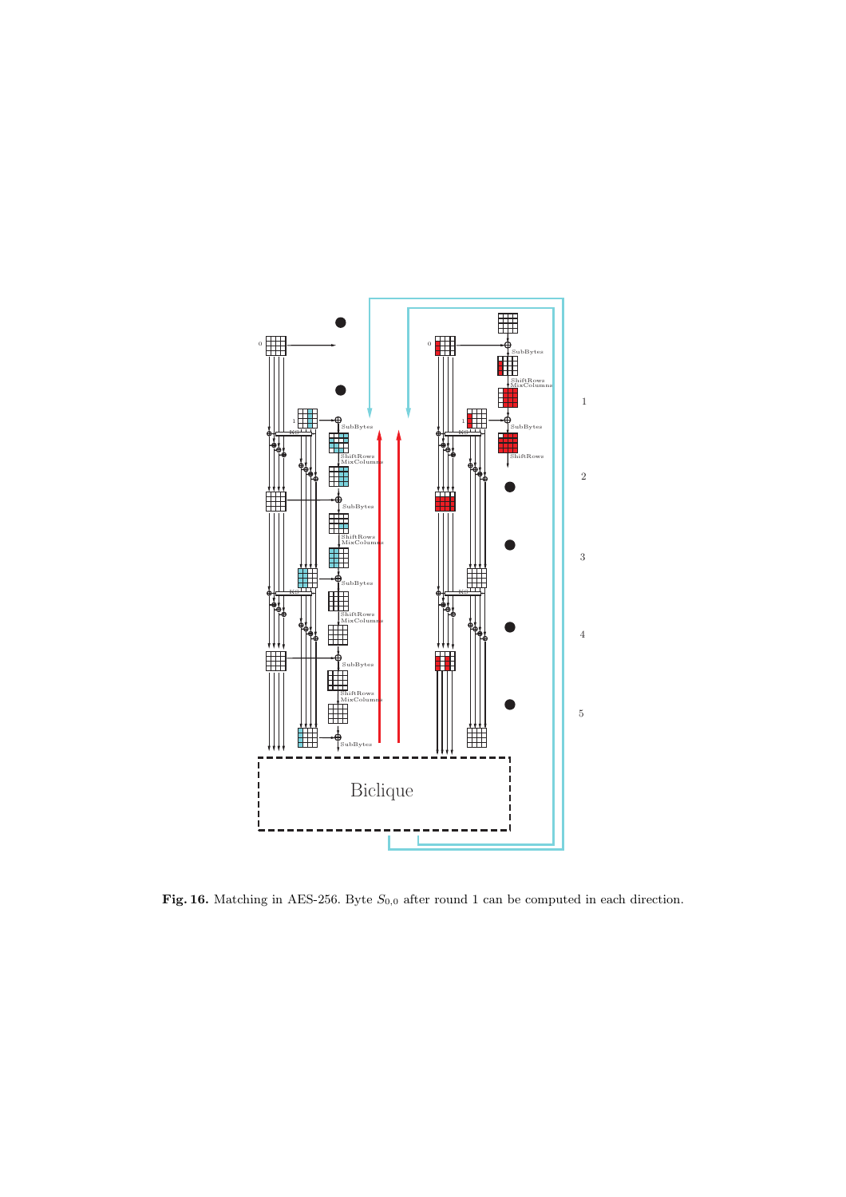Fig. 16. Matching in AES-256. Byte $S_{0,0}$ after round 1 can be computed in each direction.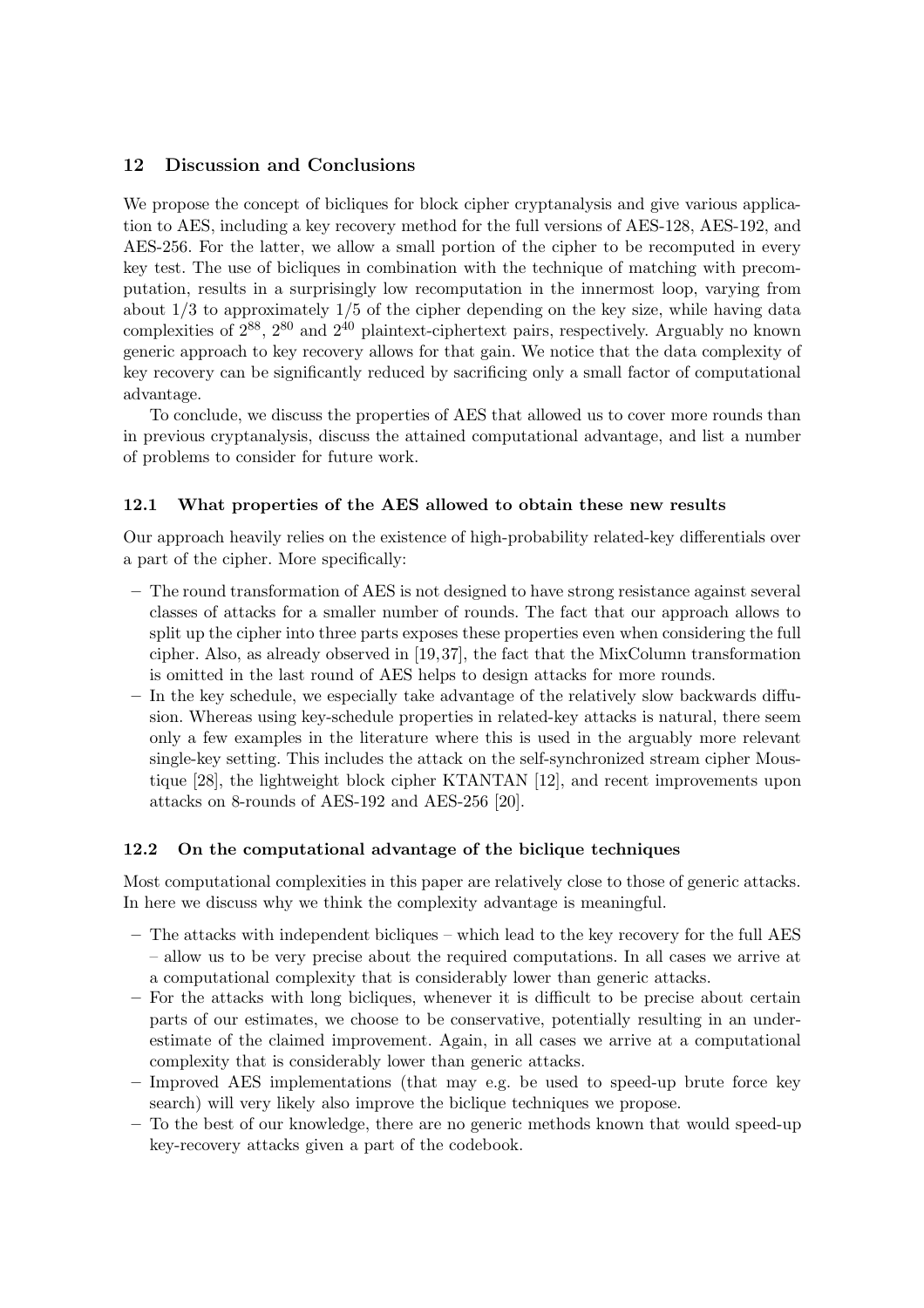## 12 Discussion and Conclusions

We propose the concept of bicliques for block cipher cryptanalysis and give various application to AES, including a key recovery method for the full versions of AES-128, AES-192, and AES-256. For the latter, we allow a small portion of the cipher to be recomputed in every key test. The use of bicliques in combination with the technique of matching with precomputation, results in a surprisingly low recomputation in the innermost loop, varying from about 1/3 to approximately 1/5 of the cipher depending on the key size, while having data complexities of $2^{88}$, $2^{80}$ and $2^{40}$ plaintext-ciphertext pairs, respectively. Arguably no known generic approach to key recovery allows for that gain. We notice that the data complexity of key recovery can be significantly reduced by sacrificing only a small factor of computational advantage.

To conclude, we discuss the properties of AES that allowed us to cover more rounds than in previous cryptanalysis, discuss the attained computational advantage, and list a number of problems to consider for future work.

### 12.1 What properties of the AES allowed to obtain these new results

Our approach heavily relies on the existence of high-probability related-key differentials over a part of the cipher. More specifically:

- The round transformation of AES is not designed to have strong resistance against several classes of attacks for a smaller number of rounds. The fact that our approach allows to split up the cipher into three parts exposes these properties even when considering the full cipher. Also, as already observed in [19,37], the fact that the MixColumn transformation is omitted in the last round of AES helps to design attacks for more rounds.
- In the key schedule, we especially take advantage of the relatively slow backwards diffusion. Whereas using key-schedule properties in related-key attacks is natural, there seem only a few examples in the literature where this is used in the arguably more relevant single-key setting. This includes the attack on the self-synchronized stream cipher Moustique [28], the lightweight block cipher KTANTAN [12], and recent improvements upon attacks on 8-rounds of AES-192 and AES-256 [20].

### 12.2 On the computational advantage of the biclique techniques

Most computational complexities in this paper are relatively close to those of generic attacks. In here we discuss why we think the complexity advantage is meaningful.

- The attacks with independent bicliques – which lead to the key recovery for the full AES – allow us to be very precise about the required computations. In all cases we arrive at a computational complexity that is considerably lower than generic attacks.
- For the attacks with long bicliques, whenever it is difficult to be precise about certain parts of our estimates, we choose to be conservative, potentially resulting in an underestimate of the claimed improvement. Again, in all cases we arrive at a computational complexity that is considerably lower than generic attacks.
- Improved AES implementations (that may e.g. be used to speed-up brute force key search) will very likely also improve the biclique techniques we propose.
- To the best of our knowledge, there are no generic methods known that would speed-up key-recovery attacks given a part of the codebook.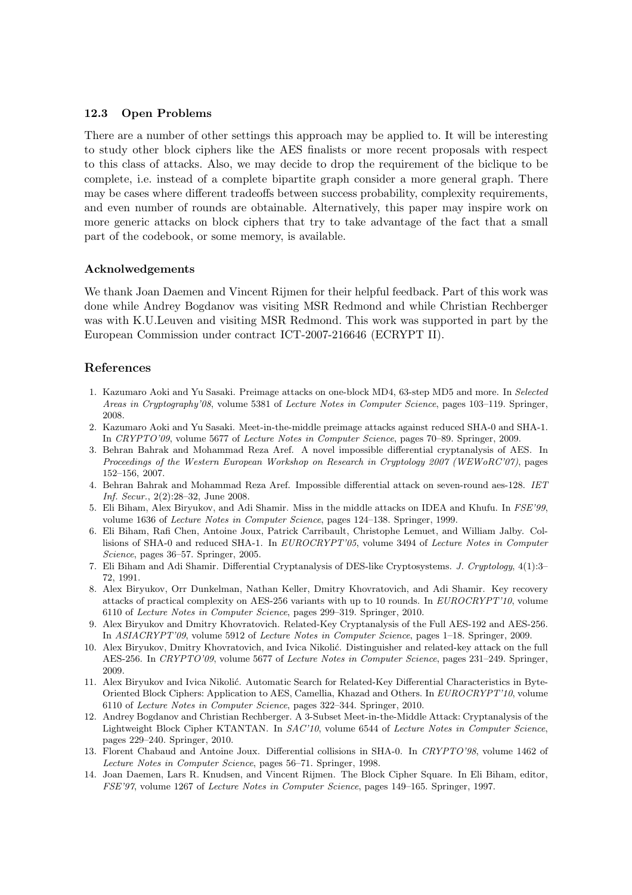### 12.3 Open Problems

There are a number of other settings this approach may be applied to. It will be interesting to study other block ciphers like the AES finalists or more recent proposals with respect to this class of attacks. Also, we may decide to drop the requirement of the biclique to be complete, i.e. instead of a complete bipartite graph consider a more general graph. There may be cases where different tradeoffs between success probability, complexity requirements, and even number of rounds are obtainable. Alternatively, this paper may inspire work on more generic attacks on block ciphers that try to take advantage of the fact that a small part of the codebook, or some memory, is available.

#### Acknolwedgements

We thank Joan Daemen and Vincent Rijmen for their helpful feedback. Part of this work was done while Andrey Bogdanov was visiting MSR Redmond and while Christian Rechberger was with K.U.Leuven and visiting MSR Redmond. This work was supported in part by the European Commission under contract ICT-2007-216646 (ECRYPT II).

## References

1. Kazumaro Aoki and Yu Sasaki. Preimage attacks on one-block MD4, 63-step MD5 and more. In *Selected Areas in Cryptography'08*, volume 5381 of *Lecture Notes in Computer Science*, pages 103–119. Springer, 2008.
2. Kazumaro Aoki and Yu Sasaki. Meet-in-the-middle preimage attacks against reduced SHA-0 and SHA-1. In *CRYPTO'09*, volume 5677 of *Lecture Notes in Computer Science*, pages 70–89. Springer, 2009.
3. Behran Bahrak and Mohammad Reza Aref. A novel impossible differential cryptanalysis of AES. In *Proceedings of the Western European Workshop on Research in Cryptology 2007 (WEWoRC'07)*, pages 152–156, 2007.
4. Behran Bahrak and Mohammad Reza Aref. Impossible differential attack on seven-round aes-128. *IET Inf. Secur.*, 2(2):28–32, June 2008.
5. Eli Biham, Alex Biryukov, and Adi Shamir. Miss in the middle attacks on IDEA and Khufu. In *FSE'99*, volume 1636 of *Lecture Notes in Computer Science*, pages 124–138. Springer, 1999.
6. Eli Biham, Rafi Chen, Antoine Joux, Patrick Carribault, Christophe Lemuet, and William Jalby. Collisions of SHA-0 and reduced SHA-1. In *EUROCRYPT'05*, volume 3494 of *Lecture Notes in Computer Science*, pages 36–57. Springer, 2005.
7. Eli Biham and Adi Shamir. Differential Cryptanalysis of DES-like Cryptosystems. *J. Cryptology*, 4(1):3–72, 1991.
8. Alex Biryukov, Orr Dunkelman, Nathan Keller, Dmitry Khovratovich, and Adi Shamir. Key recovery attacks of practical complexity on AES-256 variants with up to 10 rounds. In *EUROCRYPT'10*, volume 6110 of *Lecture Notes in Computer Science*, pages 299–319. Springer, 2010.
9. Alex Biryukov and Dmitry Khovratovich. Related-Key Cryptanalysis of the Full AES-192 and AES-256. In *ASIACRYPT'09*, volume 5912 of *Lecture Notes in Computer Science*, pages 1–18. Springer, 2009.
10. Alex Biryukov, Dmitry Khovratovich, and Ivica Nikolić. Distinguisher and related-key attack on the full AES-256. In *CRYPTO'09*, volume 5677 of *Lecture Notes in Computer Science*, pages 231–249. Springer, 2009.
11. Alex Biryukov and Ivica Nikolić. Automatic Search for Related-Key Differential Characteristics in Byte-Oriented Block Ciphers: Application to AES, Camellia, Khazad and Others. In *EUROCRYPT'10*, volume 6110 of *Lecture Notes in Computer Science*, pages 322–344. Springer, 2010.
12. Andrey Bogdanov and Christian Rechberger. A 3-Subset Meet-in-the-Middle Attack: Cryptanalysis of the Lightweight Block Cipher KTANTAN. In *SAC'10*, volume 6544 of *Lecture Notes in Computer Science*, pages 229–240. Springer, 2010.
13. Florent Chabaud and Antoine Joux. Differential collisions in SHA-0. In *CRYPTO'98*, volume 1462 of *Lecture Notes in Computer Science*, pages 56–71. Springer, 1998.
14. Joan Daemen, Lars R. Knudsen, and Vincent Rijmen. The Block Cipher Square. In Eli Biham, editor, *FSE'97*, volume 1267 of *Lecture Notes in Computer Science*, pages 149–165. Springer, 1997.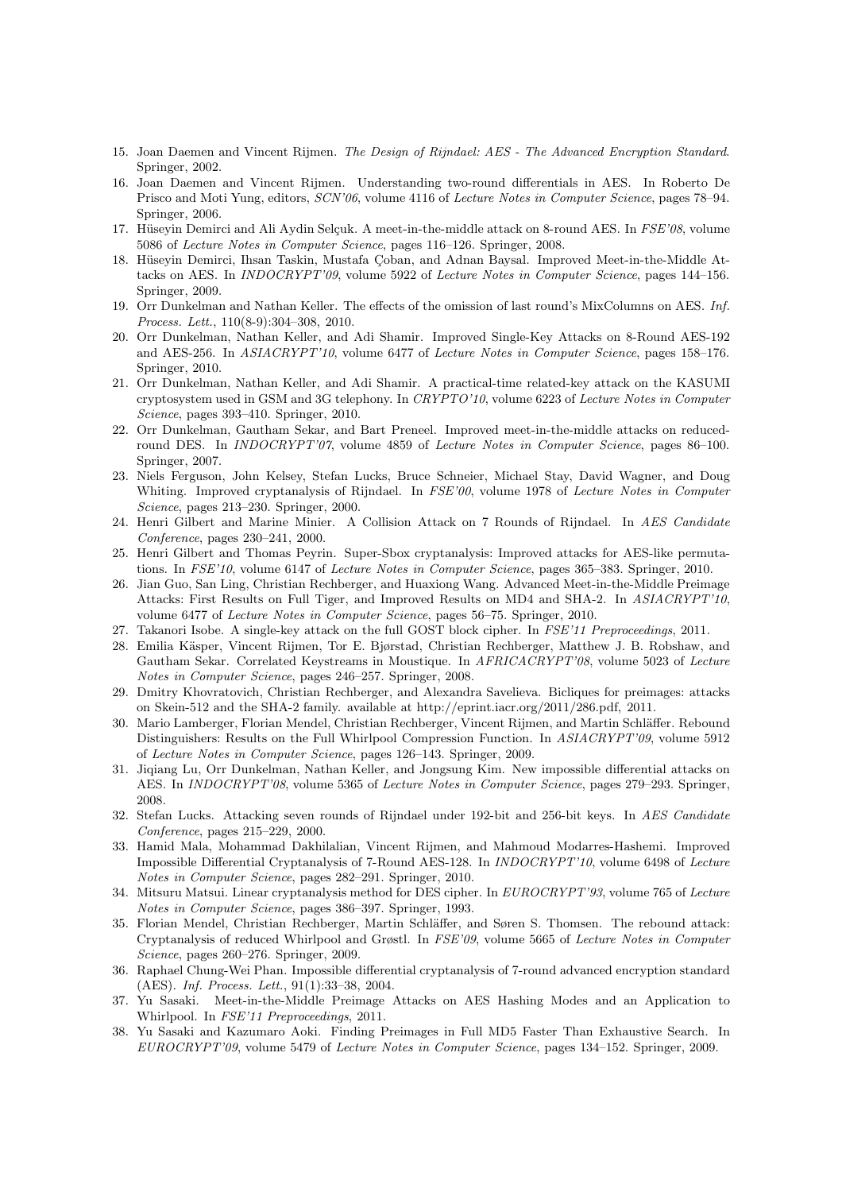15. Joan Daemen and Vincent Rijmen. *The Design of Rijndael: AES - The Advanced Encryption Standard*. Springer, 2002.
16. Joan Daemen and Vincent Rijmen. Understanding two-round differentials in AES. In Roberto De Prisco and Moti Yung, editors, *SCN'06*, volume 4116 of *Lecture Notes in Computer Science*, pages 78–94. Springer, 2006.
17. Hüseyin Demirci and Ali Aydin Selçuk. A meet-in-the-middle attack on 8-round AES. In *FSE'08*, volume 5086 of *Lecture Notes in Computer Science*, pages 116–126. Springer, 2008.
18. Hüseyin Demirci, Ihsan Taskin, Mustafa Çoban, and Adnan Baysal. Improved Meet-in-the-Middle Attacks on AES. In *INDOCRYPT'09*, volume 5922 of *Lecture Notes in Computer Science*, pages 144–156. Springer, 2009.
19. Orr Dunkelman and Nathan Keller. The effects of the omission of last round's MixColumns on AES. *Inf. Process. Lett.*, 110(8-9):304–308, 2010.
20. Orr Dunkelman, Nathan Keller, and Adi Shamir. Improved Single-Key Attacks on 8-Round AES-192 and AES-256. In *ASIACRYPT'10*, volume 6477 of *Lecture Notes in Computer Science*, pages 158–176. Springer, 2010.
21. Orr Dunkelman, Nathan Keller, and Adi Shamir. A practical-time related-key attack on the KASUMI cryptosystem used in GSM and 3G telephony. In *CRYPTO'10*, volume 6223 of *Lecture Notes in Computer Science*, pages 393–410. Springer, 2010.
22. Orr Dunkelman, Gautham Sekar, and Bart Preneel. Improved meet-in-the-middle attacks on reduced-round DES. In *INDOCRYPT'07*, volume 4859 of *Lecture Notes in Computer Science*, pages 86–100. Springer, 2007.
23. Niels Ferguson, John Kelsey, Stefan Lucks, Bruce Schneier, Michael Stay, David Wagner, and Doug Whiting. Improved cryptanalysis of Rijndael. In *FSE'00*, volume 1978 of *Lecture Notes in Computer Science*, pages 213–230. Springer, 2000.
24. Henri Gilbert and Marine Minier. A Collision Attack on 7 Rounds of Rijndael. In *AES Candidate Conference*, pages 230–241, 2000.
25. Henri Gilbert and Thomas Peyrin. Super-Sbox cryptanalysis: Improved attacks for AES-like permutations. In *FSE'10*, volume 6147 of *Lecture Notes in Computer Science*, pages 365–383. Springer, 2010.
26. Jian Guo, San Ling, Christian Rechberger, and Huaxiong Wang. Advanced Meet-in-the-Middle Preimage Attacks: First Results on Full Tiger, and Improved Results on MD4 and SHA-2. In *ASIACRYPT'10*, volume 6477 of *Lecture Notes in Computer Science*, pages 56–75. Springer, 2010.
27. Takanori Isobe. A single-key attack on the full GOST block cipher. In *FSE'11 Preproceedings*, 2011.
28. Emilia Käsper, Vincent Rijmen, Tor E. Bjørstad, Christian Rechberger, Matthew J. B. Robshaw, and Gautham Sekar. Correlated Keystreams in Moustique. In *AFRICACRYPT'08*, volume 5023 of *Lecture Notes in Computer Science*, pages 246–257. Springer, 2008.
29. Dmitry Khovratovich, Christian Rechberger, and Alexandra Savelieva. Bicliques for preimages: attacks on Skein-512 and the SHA-2 family. available at http://eprint.iacr.org/2011/286.pdf, 2011.
30. Mario Lamberger, Florian Mendel, Christian Rechberger, Vincent Rijmen, and Martin Schläffer. Rebound Distinguishers: Results on the Full Whirlpool Compression Function. In *ASIACRYPT'09*, volume 5912 of *Lecture Notes in Computer Science*, pages 126–143. Springer, 2009.
31. Jiqiang Lu, Orr Dunkelman, Nathan Keller, and Jongsung Kim. New impossible differential attacks on AES. In *INDOCRYPT'08*, volume 5365 of *Lecture Notes in Computer Science*, pages 279–293. Springer, 2008.
32. Stefan Lucks. Attacking seven rounds of Rijndael under 192-bit and 256-bit keys. In *AES Candidate Conference*, pages 215–229, 2000.
33. Hamid Mala, Mohammad Dakhilalian, Vincent Rijmen, and Mahmoud Modarres-Hashemi. Improved Impossible Differential Cryptanalysis of 7-Round AES-128. In *INDOCRYPT'10*, volume 6498 of *Lecture Notes in Computer Science*, pages 282–291. Springer, 2010.
34. Mitsuru Matsui. Linear cryptanalysis method for DES cipher. In *EUROCRYPT'93*, volume 765 of *Lecture Notes in Computer Science*, pages 386–397. Springer, 1993.
35. Florian Mendel, Christian Rechberger, Martin Schläffer, and Søren S. Thomsen. The rebound attack: Cryptanalysis of reduced Whirlpool and Grøstl. In *FSE'09*, volume 5665 of *Lecture Notes in Computer Science*, pages 260–276. Springer, 2009.
36. Raphael Chung-Wei Phan. Impossible differential cryptanalysis of 7-round advanced encryption standard (AES). *Inf. Process. Lett.*, 91(1):33–38, 2004.
37. Yu Sasaki. Meet-in-the-Middle Preimage Attacks on AES Hashing Modes and an Application to Whirlpool. In *FSE'11 Preproceedings*, 2011.
38. Yu Sasaki and Kazumaro Aoki. Finding Preimages in Full MD5 Faster Than Exhaustive Search. In *EUROCRYPT'09*, volume 5479 of *Lecture Notes in Computer Science*, pages 134–152. Springer, 2009.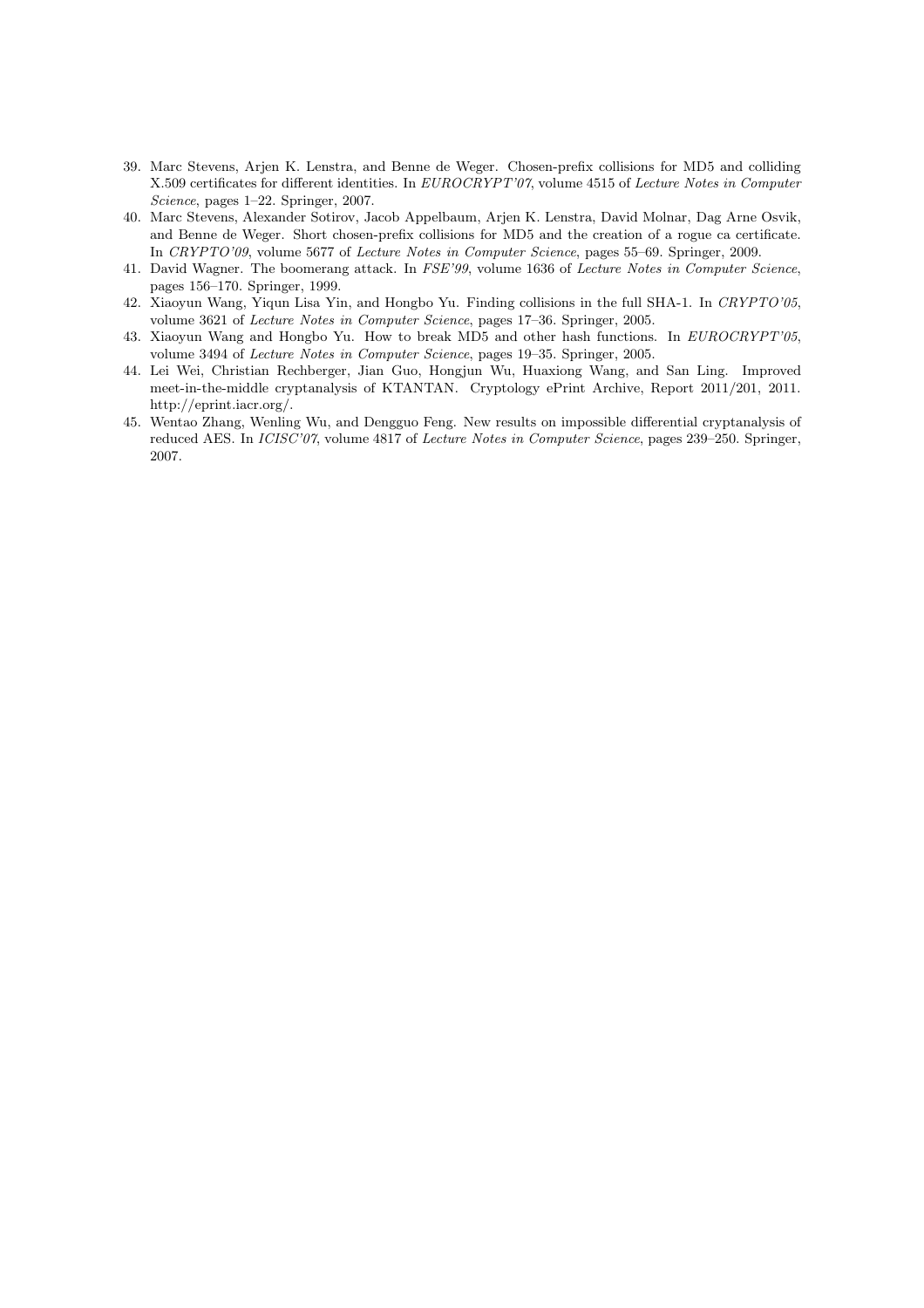39. Marc Stevens, Arjen K. Lenstra, and Benne de Weger. Chosen-prefix collisions for MD5 and colliding X.509 certificates for different identities. In *EUROCRYPT'07*, volume 4515 of *Lecture Notes in Computer Science*, pages 1–22. Springer, 2007.
40. Marc Stevens, Alexander Sotirov, Jacob Appelbaum, Arjen K. Lenstra, David Molnar, Dag Arne Osvik, and Benne de Weger. Short chosen-prefix collisions for MD5 and the creation of a rogue ca certificate. In *CRYPTO'09*, volume 5677 of *Lecture Notes in Computer Science*, pages 55–69. Springer, 2009.
41. David Wagner. The boomerang attack. In *FSE'99*, volume 1636 of *Lecture Notes in Computer Science*, pages 156–170. Springer, 1999.
42. Xiaoyun Wang, Yiqun Lisa Yin, and Hongbo Yu. Finding collisions in the full SHA-1. In *CRYPTO'05*, volume 3621 of *Lecture Notes in Computer Science*, pages 17–36. Springer, 2005.
43. Xiaoyun Wang and Hongbo Yu. How to break MD5 and other hash functions. In *EUROCRYPT'05*, volume 3494 of *Lecture Notes in Computer Science*, pages 19–35. Springer, 2005.
44. Lei Wei, Christian Rechberger, Jian Guo, Hongjun Wu, Huaxiong Wang, and San Ling. Improved meet-in-the-middle cryptanalysis of KTANTAN. Cryptology ePrint Archive, Report 2011/201, 2011. http://eprint.iacr.org/.
45. Wentao Zhang, Wenling Wu, and Dengguo Feng. New results on impossible differential cryptanalysis of reduced AES. In *ICISC'07*, volume 4817 of *Lecture Notes in Computer Science*, pages 239–250. Springer, 2007.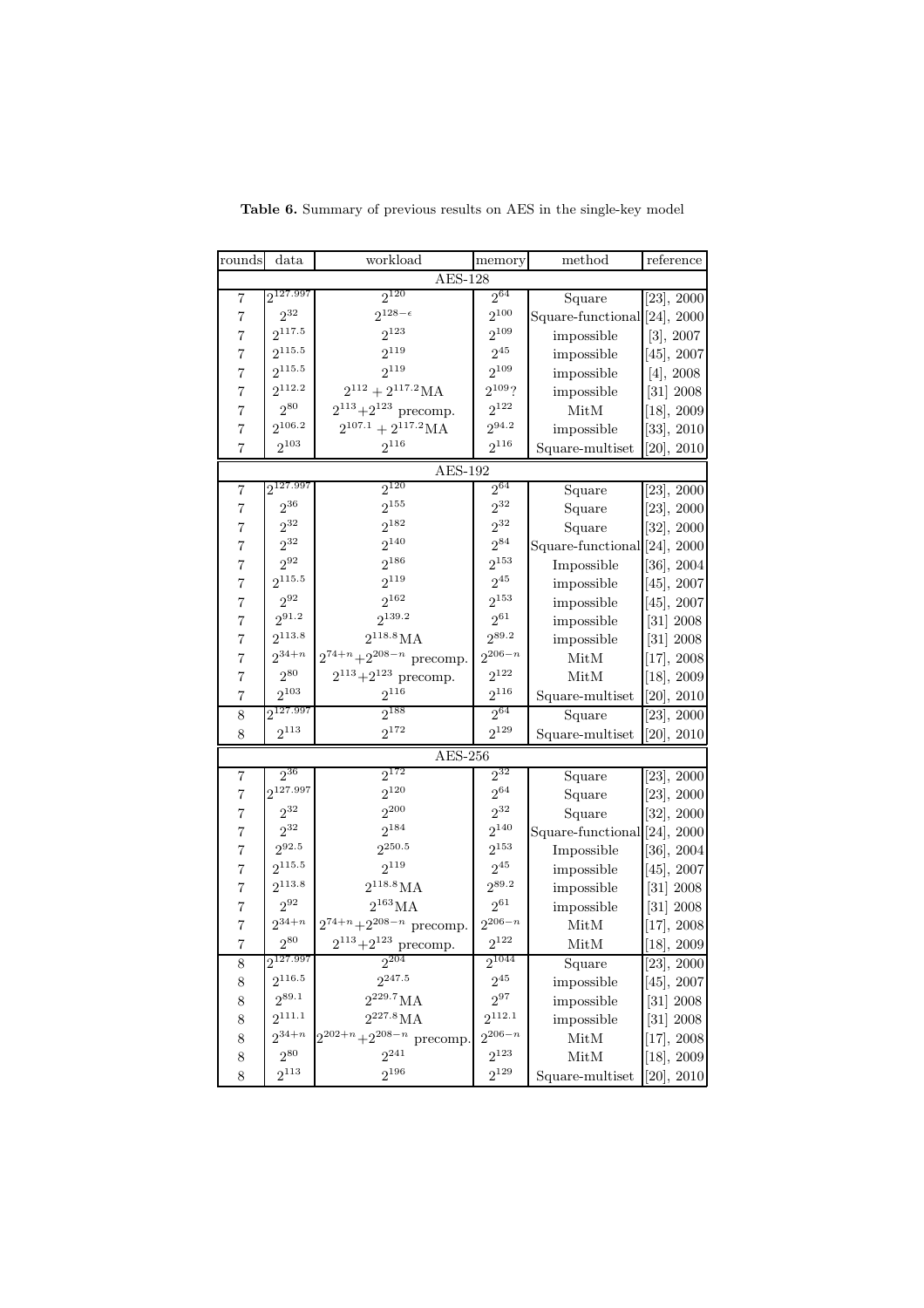**Table 6.** Summary of previous results on AES in the single-key model

| rounds | data | workload | memory | method | reference |
|---|---|---|---|---|---|
| AES-128 | | | | | |
| 7 | $2^{127.997}$ | $2^{120}$ | $2^{64}$ | Square | [23], 2000 |
| 7 | $2^{32}$ | $2^{128-\epsilon}$ | $2^{100}$ | Square-functional | [24], 2000 |
| 7 | $2^{117.5}$ | $2^{123}$ | $2^{109}$ | impossible | [3], 2007 |
| 7 | $2^{115.5}$ | $2^{119}$ | $2^{45}$ | impossible | [45], 2007 |
| 7 | $2^{115.5}$ | $2^{119}$ | $2^{109}$ | impossible | [4], 2008 |
| 7 | $2^{112.2}$ | $2^{112} + 2^{117.2}$MA | $2^{109}$? | impossible | [31] 2008 |
| 7 | $2^{80}$ | $2^{113}$+$2^{123}$ precomp. | $2^{122}$ | MitM | [18], 2009 |
| 7 | $2^{106.2}$ | $2^{107.1} + 2^{117.2}$MA | $2^{94.2}$ | impossible | [33], 2010 |
| 7 | $2^{103}$ | $2^{116}$ | $2^{116}$ | Square-multiset | [20], 2010 |
| AES-192 | | | | | |
| 7 | $2^{127.997}$ | $2^{120}$ | $2^{64}$ | Square | [23], 2000 |
| 7 | $2^{36}$ | $2^{155}$ | $2^{32}$ | Square | [23], 2000 |
| 7 | $2^{32}$ | $2^{182}$ | $2^{32}$ | Square | [32], 2000 |
| 7 | $2^{32}$ | $2^{140}$ | $2^{84}$ | Square-functional | [24], 2000 |
| 7 | $2^{92}$ | $2^{186}$ | $2^{153}$ | Impossible | [36], 2004 |
| 7 | $2^{115.5}$ | $2^{119}$ | $2^{45}$ | impossible | [45], 2007 |
| 7 | $2^{92}$ | $2^{162}$ | $2^{153}$ | impossible | [45], 2007 |
| 7 | $2^{91.2}$ | $2^{139.2}$ | $2^{61}$ | impossible | [31] 2008 |
| 7 | $2^{113.8}$ | $2^{118.8}$MA | $2^{89.2}$ | impossible | [31] 2008 |
| 7 | $2^{34+n}$ | $2^{74+n}$+$2^{208-n}$ precomp. | $2^{206-n}$ | MitM | [17], 2008 |
| 7 | $2^{80}$ | $2^{113}$+$2^{123}$ precomp. | $2^{122}$ | MitM | [18], 2009 |
| 7 | $2^{103}$ | $2^{116}$ | $2^{116}$ | Square-multiset | [20], 2010 |
| 8 | $2^{127.997}$ | $2^{188}$ | $2^{64}$ | Square | [23], 2000 |
| 8 | $2^{113}$ | $2^{172}$ | $2^{129}$ | Square-multiset | [20], 2010 |
| AES-256 | | | | | |
| 7 | $2^{36}$ | $2^{172}$ | $2^{32}$ | Square | [23], 2000 |
| 7 | $2^{127.997}$ | $2^{120}$ | $2^{64}$ | Square | [23], 2000 |
| 7 | $2^{32}$ | $2^{200}$ | $2^{32}$ | Square | [32], 2000 |
| 7 | $2^{32}$ | $2^{184}$ | $2^{140}$ | Square-functional | [24], 2000 |
| 7 | $2^{92.5}$ | $2^{250.5}$ | $2^{153}$ | Impossible | [36], 2004 |
| 7 | $2^{115.5}$ | $2^{119}$ | $2^{45}$ | impossible | [45], 2007 |
| 7 | $2^{113.8}$ | $2^{118.8}$MA | $2^{89.2}$ | impossible | [31] 2008 |
| 7 | $2^{92}$ | $2^{163}$MA | $2^{61}$ | impossible | [31] 2008 |
| 7 | $2^{34+n}$ | $2^{74+n}$+$2^{208-n}$ precomp. | $2^{206-n}$ | MitM | [17], 2008 |
| 7 | $2^{80}$ | $2^{113}$+$2^{123}$ precomp. | $2^{122}$ | MitM | [18], 2009 |
| 8 | $2^{127.997}$ | $2^{204}$ | $2^{104}$ | Square | [23], 2000 |
| 8 | $2^{116.5}$ | $2^{247.5}$ | $2^{45}$ | impossible | [45], 2007 |
| 8 | $2^{89.1}$ | $2^{229.7}$MA | $2^{97}$ | impossible | [31] 2008 |
| 8 | $2^{111.1}$ | $2^{227.8}$MA | $2^{112.1}$ | impossible | [31] 2008 |
| 8 | $2^{34+n}$ | $2^{202+n}$+$2^{208-n}$ precomp. | $2^{206-n}$ | MitM | [17], 2008 |
| 8 | $2^{80}$ | $2^{241}$ | $2^{123}$ | MitM | [18], 2009 |
| 8 | $2^{113}$ | $2^{196}$ | $2^{129}$ | Square-multiset | [20], 2010 |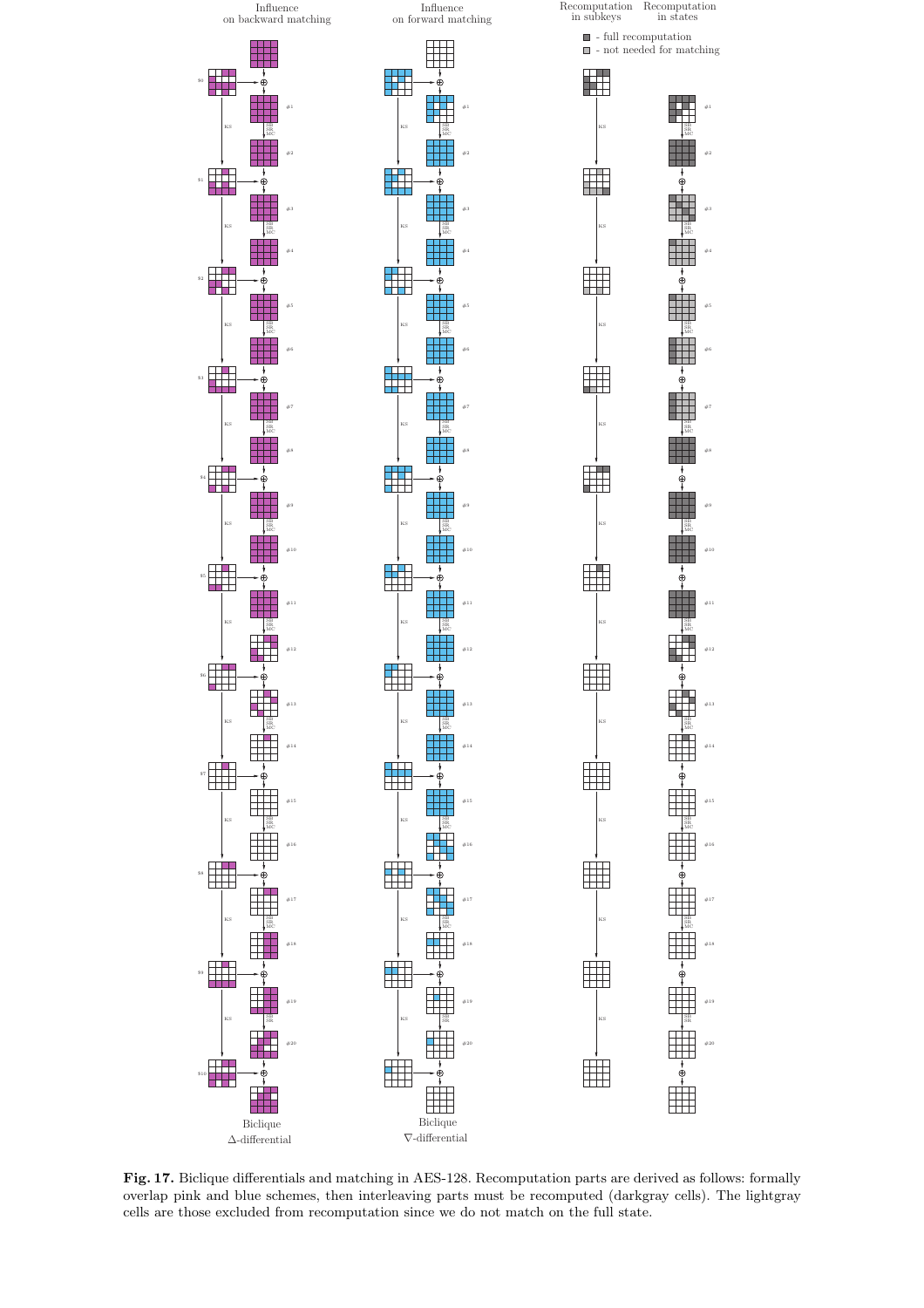Influence on backward matching

Influence on forward matching

Recomputation in subkeys

Recomputation in states

- full recomputation
- not needed for matching

Biclique Δ-differential

Biclique ∇-differential

**Fig. 17.** Biclique differentials and matching in AES-128. Recomputation parts are derived as follows: formally overlap pink and blue schemes, then interleaving parts must be recomputed (darkgray cells). The lightgray cells are those excluded from recomputation since we do not match on the full state.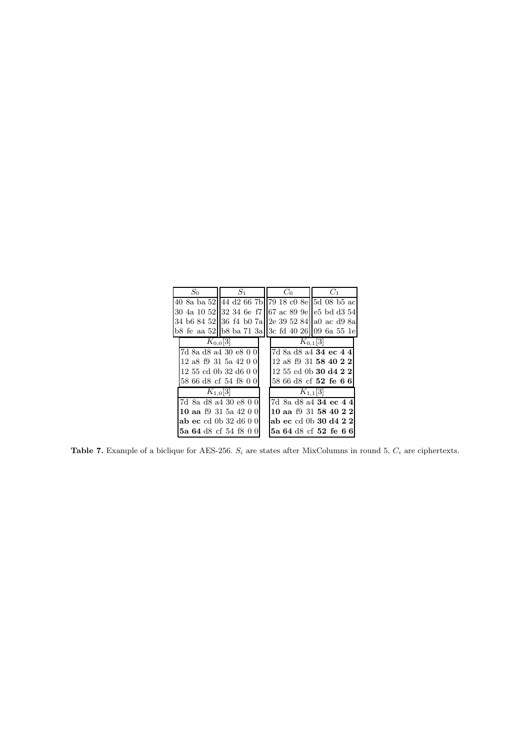| $S_0$ | $S_1$ | $C_0$ | $C_1$ |
|---|---|---|---|
| 40 8a ba 52 | 44 d2 66 7b | 79 18 c0 8e | 5d 08 b5 ac |
| 30 4a 10 52 | 32 34 6e f7 | 67 ac 89 9e | e5 bd d3 54 |
| 34 b6 84 52 | 36 f4 b0 7a | 2e 39 52 84 | a0 ac d9 8a |
| b8 fe aa 52 | b8 ba 71 3a | 3c fd 40 26 | 09 6a 55 1e |

| $K_{0,0}[3]$ | $K_{0,1}[3]$ |
|---|---|
| 7d 8a d8 a4 30 e8 0 0 | 7d 8a d8 a4 **34 ec 4 4** |
| 12 a8 f9 31 5a 42 0 0 | 12 a8 f9 31 **58 40 2 2** |
| 12 55 cd 0b 32 d6 0 0 | 12 55 cd 0b **30 d4 2 2** |
| 58 66 d8 cf 54 f8 0 0 | 58 66 d8 cf **52 fe 6 6** |

| $K_{1,0}[3]$ | $K_{1,1}[3]$ |
|---|---|
| 7d 8a d8 a4 30 e8 0 0 | 7d 8a d8 a4 **34 ec 4 4** |
| **10 aa** f9 31 5a 42 0 0 | **10 aa** f9 31 **58 40 2 2** |
| **ab ec** cd 0b 32 d6 0 0 | **ab ec** cd 0b **30 d4 2 2** |
| **5a 64** d8 cf 54 f8 0 0 | **5a 64** d8 cf **52 fe 6 6** |

**Table 7.** Example of a biclique for AES-256. $S_i$ are states after MixColumns in round 5, $C_i$ are ciphertexts.